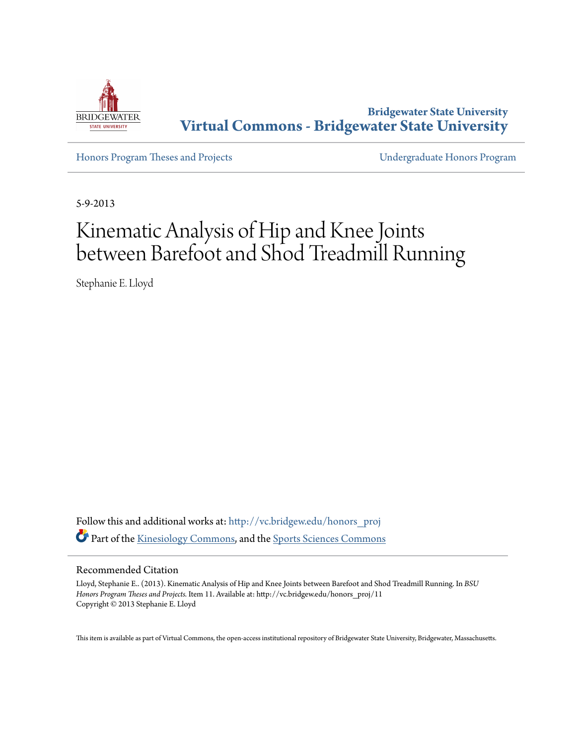Bridgewater State University
**Virtual Commons - Bridgewater State University**

Honors Program Theses and Projects | Undergraduate Honors Program

5-9-2013

# Kinematic Analysis of Hip and Knee Joints between Barefoot and Shod Treadmill Running

Stephanie E. Lloyd

Follow this and additional works at: http://vc.bridgew.edu/honors_proj

Part of the Kinesiology Commons, and the Sports Sciences Commons

## Recommended Citation

Lloyd, Stephanie E.. (2013). Kinematic Analysis of Hip and Knee Joints between Barefoot and Shod Treadmill Running. In *BSU Honors Program Theses and Projects.* Item 11. Available at: http://vc.bridgew.edu/honors_proj/11
Copyright © 2013 Stephanie E. Lloyd

This item is available as part of Virtual Commons, the open-access institutional repository of Bridgewater State University, Bridgewater, Massachusetts.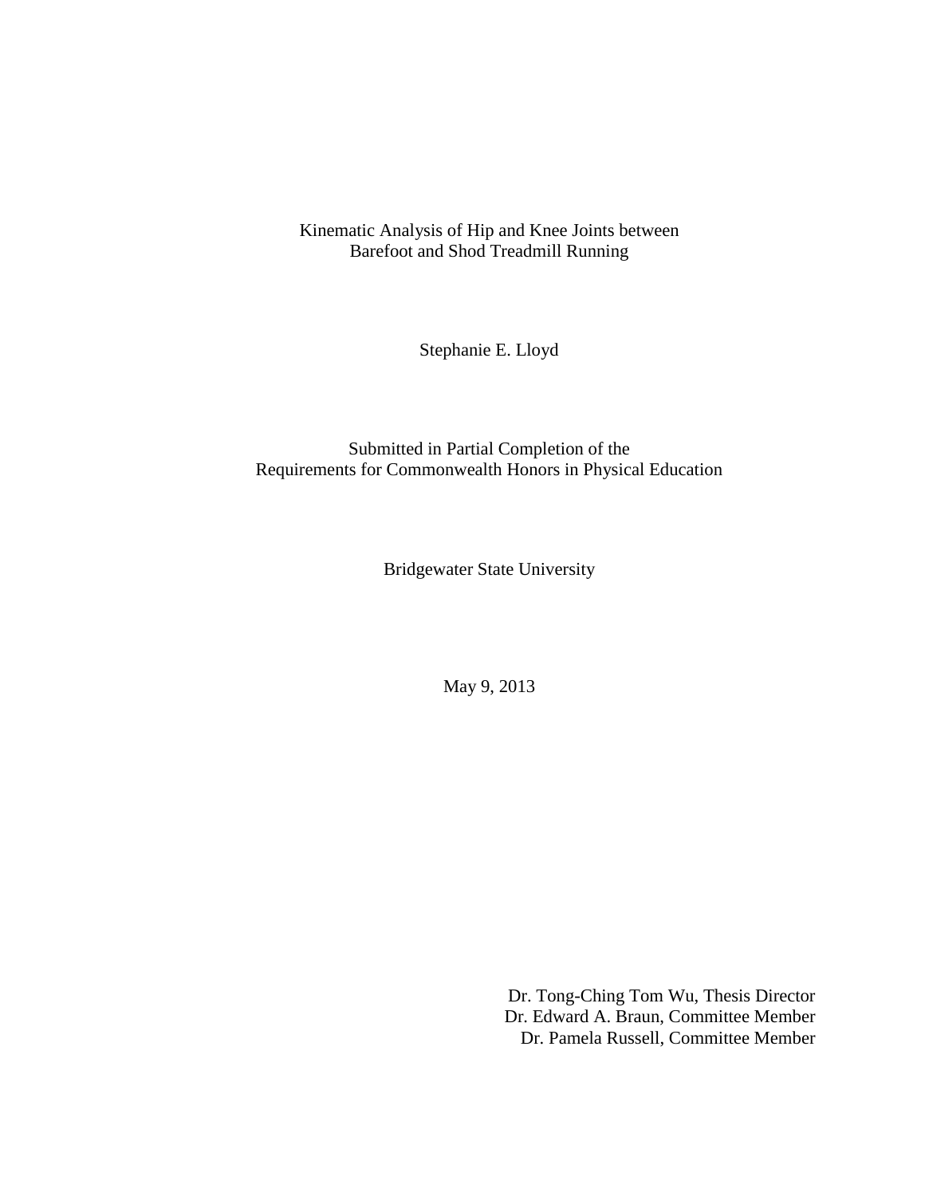# Kinematic Analysis of Hip and Knee Joints between Barefoot and Shod Treadmill Running

Stephanie E. Lloyd

Submitted in Partial Completion of the
Requirements for Commonwealth Honors in Physical Education

Bridgewater State University

May 9, 2013

Dr. Tong-Ching Tom Wu, Thesis Director
Dr. Edward A. Braun, Committee Member
Dr. Pamela Russell, Committee Member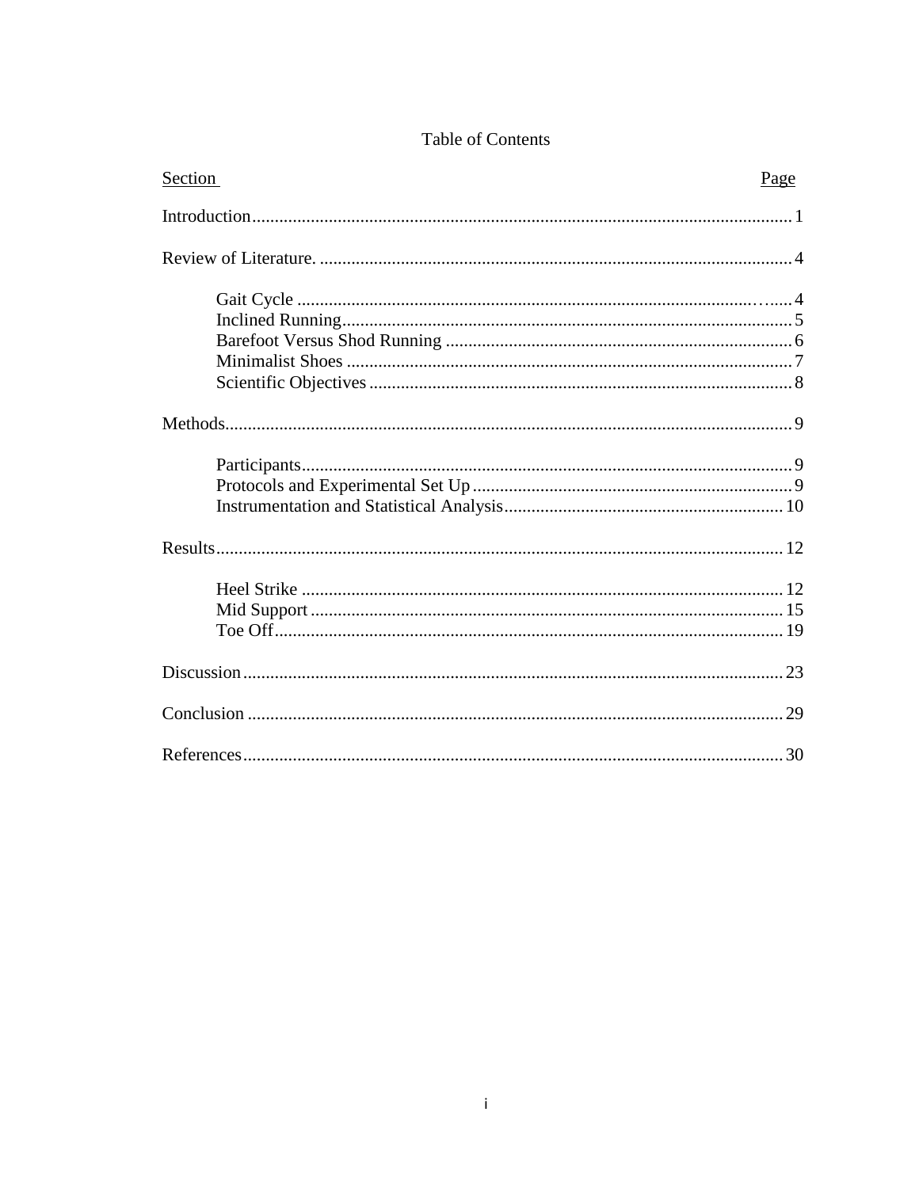# Table of Contents

| Section | Page |
|---|---|
| Introduction | 1 |
| Review of Literature. | 4 |
| Gait Cycle | 4 |
| Inclined Running | 5 |
| Barefoot Versus Shod Running | 6 |
| Minimalist Shoes | 7 |
| Scientific Objectives | 8 |
| Methods | 9 |
| Participants | 9 |
| Protocols and Experimental Set Up | 9 |
| Instrumentation and Statistical Analysis | 10 |
| Results | 12 |
| Heel Strike | 12 |
| Mid Support | 15 |
| Toe Off | 19 |
| Discussion | 23 |
| Conclusion | 29 |
| References | 30 |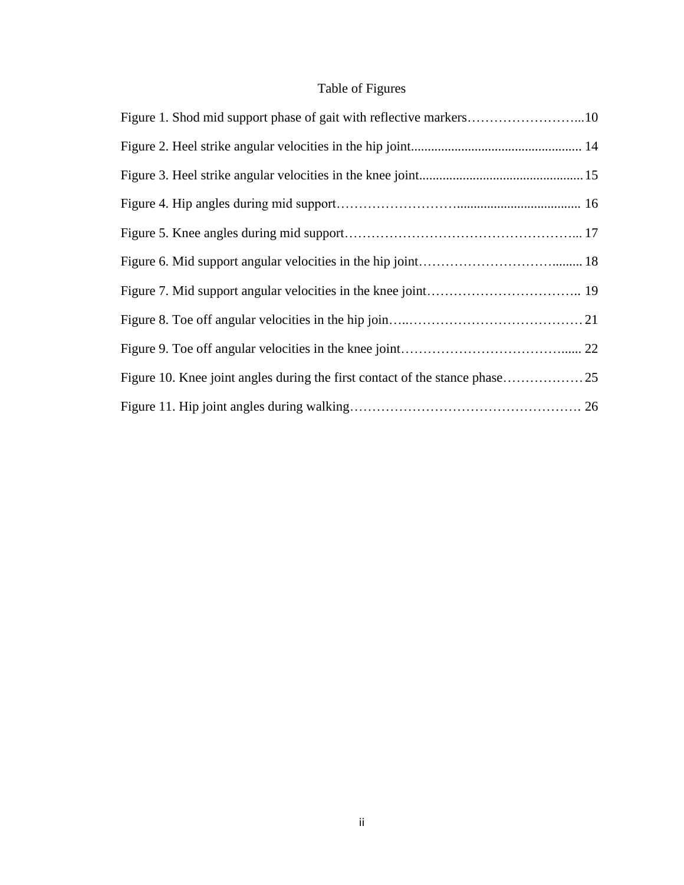# Table of Figures

Figure 1. Shod mid support phase of gait with reflective markers……………………...10

Figure 2. Heel strike angular velocities in the hip joint.................................................. 14

Figure 3. Heel strike angular velocities in the knee joint................................................ 15

Figure 4. Hip angles during mid support……………………….................................... 16

Figure 5. Knee angles during mid support……………………………………………... 17

Figure 6. Mid support angular velocities in the hip joint…………………….……......... 18

Figure 7. Mid support angular velocities in the knee joint…………………………….. 19

Figure 8. Toe off angular velocities in the hip join…..………………………………… 21

Figure 9. Toe off angular velocities in the knee joint……………………………….…..... 22

Figure 10. Knee joint angles during the first contact of the stance phase……………… 25

Figure 11. Hip joint angles during walking……………………………………………. 26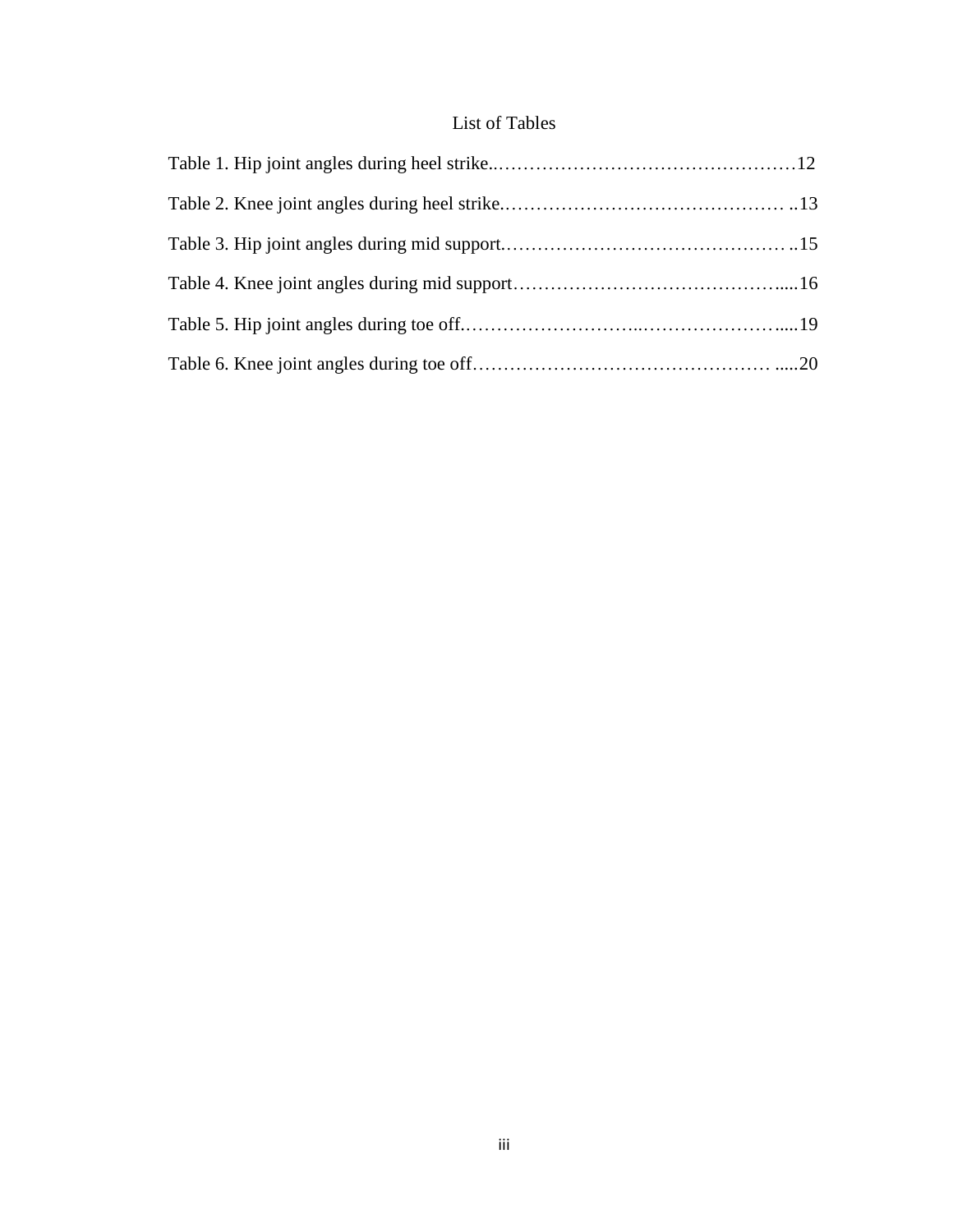# List of Tables

Table 1. Hip joint angles during heel strike..............................................12

Table 2. Knee joint angles during heel strike.............................................13

Table 3. Hip joint angles during mid support.............................................15

Table 4. Knee joint angles during mid support...........................................16

Table 5. Hip joint angles during toe off.....................................................19

Table 6. Knee joint angles during toe off...................................................20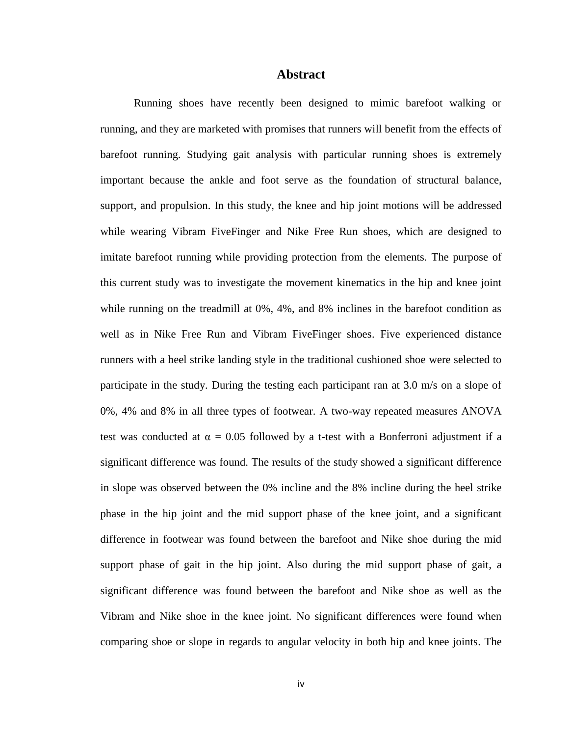## Abstract

Running shoes have recently been designed to mimic barefoot walking or running, and they are marketed with promises that runners will benefit from the effects of barefoot running. Studying gait analysis with particular running shoes is extremely important because the ankle and foot serve as the foundation of structural balance, support, and propulsion. In this study, the knee and hip joint motions will be addressed while wearing Vibram FiveFinger and Nike Free Run shoes, which are designed to imitate barefoot running while providing protection from the elements. The purpose of this current study was to investigate the movement kinematics in the hip and knee joint while running on the treadmill at 0%, 4%, and 8% inclines in the barefoot condition as well as in Nike Free Run and Vibram FiveFinger shoes. Five experienced distance runners with a heel strike landing style in the traditional cushioned shoe were selected to participate in the study. During the testing each participant ran at 3.0 m/s on a slope of 0%, 4% and 8% in all three types of footwear. A two-way repeated measures ANOVA test was conducted at $\alpha = 0.05$ followed by a t-test with a Bonferroni adjustment if a significant difference was found. The results of the study showed a significant difference in slope was observed between the 0% incline and the 8% incline during the heel strike phase in the hip joint and the mid support phase of the knee joint, and a significant difference in footwear was found between the barefoot and Nike shoe during the mid support phase of gait in the hip joint. Also during the mid support phase of gait, a significant difference was found between the barefoot and Nike shoe as well as the Vibram and Nike shoe in the knee joint. No significant differences were found when comparing shoe or slope in regards to angular velocity in both hip and knee joints. The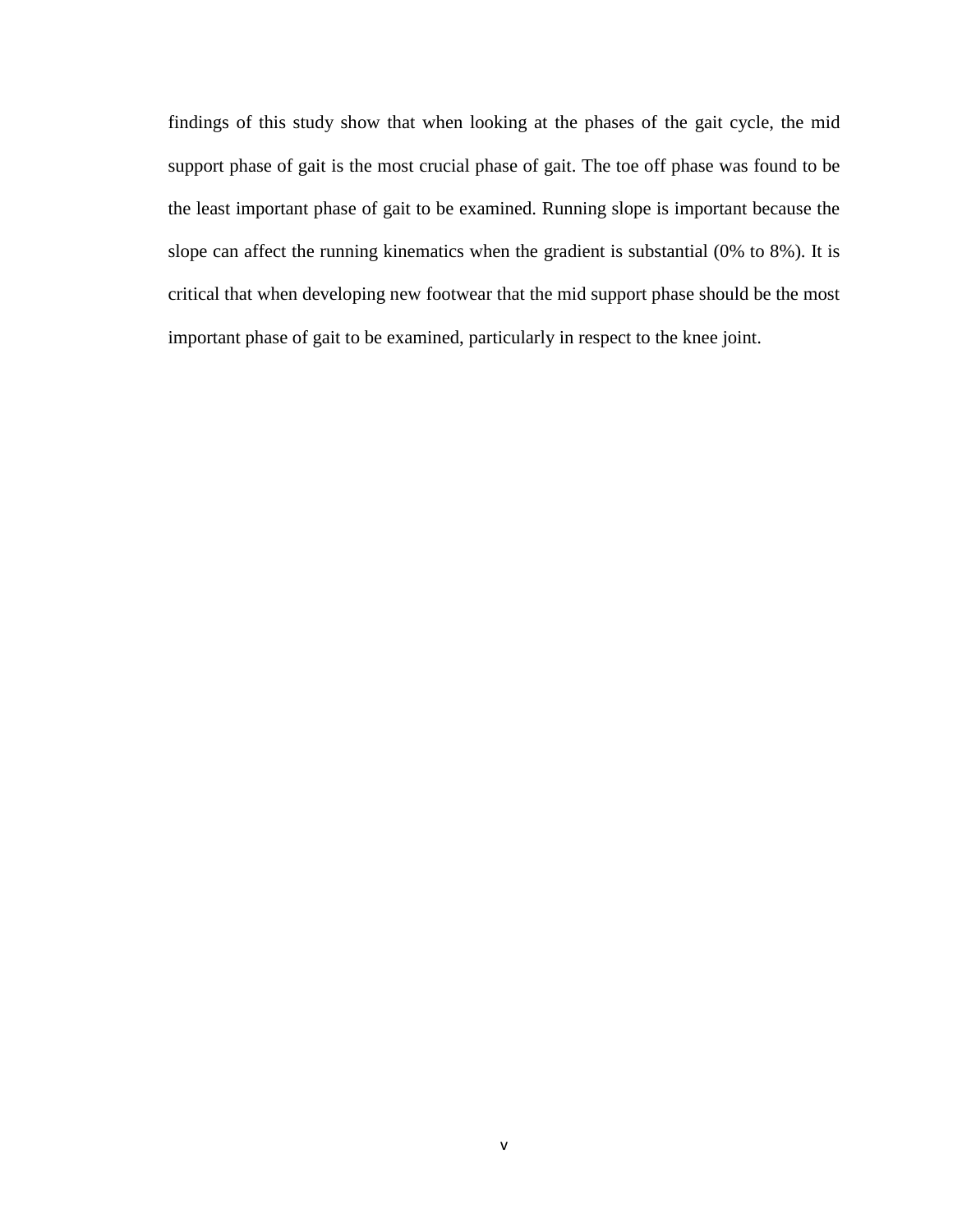findings of this study show that when looking at the phases of the gait cycle, the mid support phase of gait is the most crucial phase of gait. The toe off phase was found to be the least important phase of gait to be examined. Running slope is important because the slope can affect the running kinematics when the gradient is substantial (0% to 8%). It is critical that when developing new footwear that the mid support phase should be the most important phase of gait to be examined, particularly in respect to the knee joint.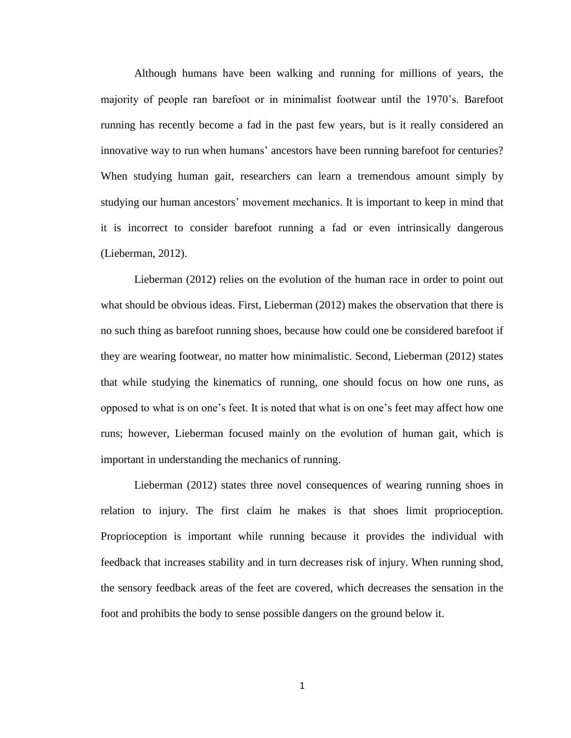Although humans have been walking and running for millions of years, the majority of people ran barefoot or in minimalist footwear until the 1970's. Barefoot running has recently become a fad in the past few years, but is it really considered an innovative way to run when humans' ancestors have been running barefoot for centuries? When studying human gait, researchers can learn a tremendous amount simply by studying our human ancestors' movement mechanics. It is important to keep in mind that it is incorrect to consider barefoot running a fad or even intrinsically dangerous (Lieberman, 2012).

Lieberman (2012) relies on the evolution of the human race in order to point out what should be obvious ideas. First, Lieberman (2012) makes the observation that there is no such thing as barefoot running shoes, because how could one be considered barefoot if they are wearing footwear, no matter how minimalistic. Second, Lieberman (2012) states that while studying the kinematics of running, one should focus on how one runs, as opposed to what is on one's feet. It is noted that what is on one's feet may affect how one runs; however, Lieberman focused mainly on the evolution of human gait, which is important in understanding the mechanics of running.

Lieberman (2012) states three novel consequences of wearing running shoes in relation to injury. The first claim he makes is that shoes limit proprioception. Proprioception is important while running because it provides the individual with feedback that increases stability and in turn decreases risk of injury. When running shod, the sensory feedback areas of the feet are covered, which decreases the sensation in the foot and prohibits the body to sense possible dangers on the ground below it.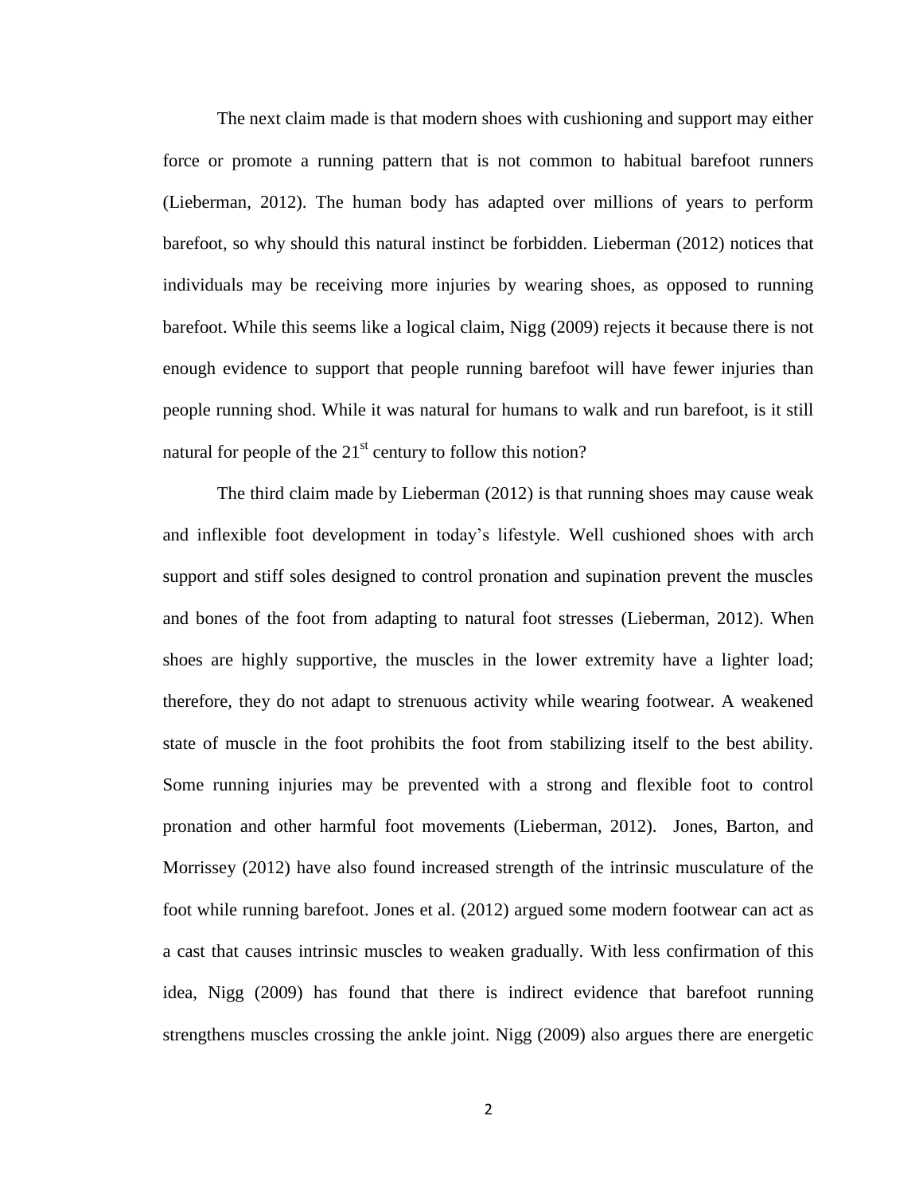The next claim made is that modern shoes with cushioning and support may either force or promote a running pattern that is not common to habitual barefoot runners (Lieberman, 2012). The human body has adapted over millions of years to perform barefoot, so why should this natural instinct be forbidden. Lieberman (2012) notices that individuals may be receiving more injuries by wearing shoes, as opposed to running barefoot. While this seems like a logical claim, Nigg (2009) rejects it because there is not enough evidence to support that people running barefoot will have fewer injuries than people running shod. While it was natural for humans to walk and run barefoot, is it still natural for people of the 21st century to follow this notion?

The third claim made by Lieberman (2012) is that running shoes may cause weak and inflexible foot development in today's lifestyle. Well cushioned shoes with arch support and stiff soles designed to control pronation and supination prevent the muscles and bones of the foot from adapting to natural foot stresses (Lieberman, 2012). When shoes are highly supportive, the muscles in the lower extremity have a lighter load; therefore, they do not adapt to strenuous activity while wearing footwear. A weakened state of muscle in the foot prohibits the foot from stabilizing itself to the best ability. Some running injuries may be prevented with a strong and flexible foot to control pronation and other harmful foot movements (Lieberman, 2012). Jones, Barton, and Morrissey (2012) have also found increased strength of the intrinsic musculature of the foot while running barefoot. Jones et al. (2012) argued some modern footwear can act as a cast that causes intrinsic muscles to weaken gradually. With less confirmation of this idea, Nigg (2009) has found that there is indirect evidence that barefoot running strengthens muscles crossing the ankle joint. Nigg (2009) also argues there are energetic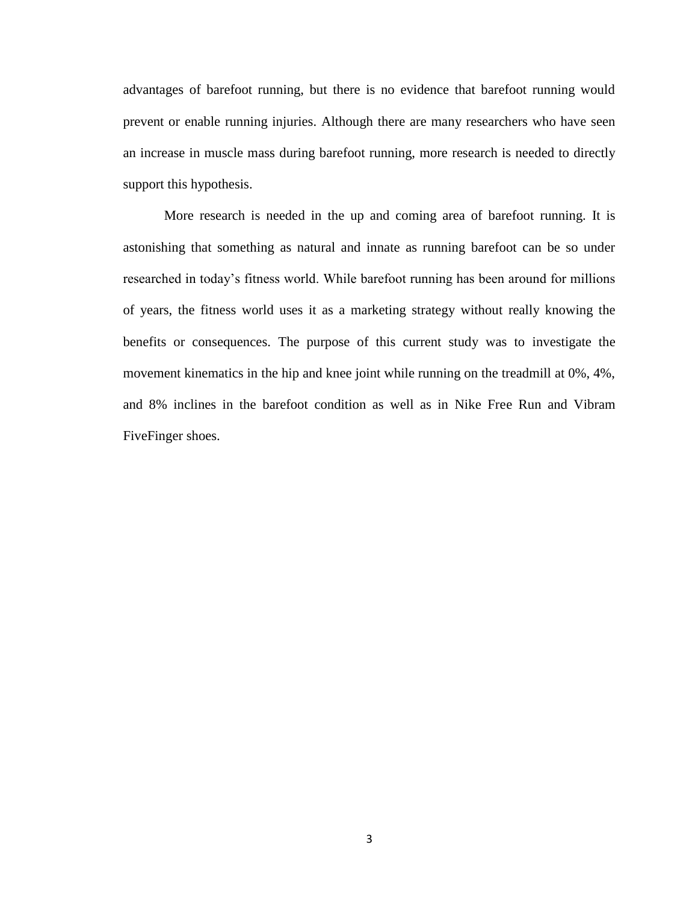advantages of barefoot running, but there is no evidence that barefoot running would prevent or enable running injuries. Although there are many researchers who have seen an increase in muscle mass during barefoot running, more research is needed to directly support this hypothesis.

More research is needed in the up and coming area of barefoot running. It is astonishing that something as natural and innate as running barefoot can be so under researched in today's fitness world. While barefoot running has been around for millions of years, the fitness world uses it as a marketing strategy without really knowing the benefits or consequences. The purpose of this current study was to investigate the movement kinematics in the hip and knee joint while running on the treadmill at 0%, 4%, and 8% inclines in the barefoot condition as well as in Nike Free Run and Vibram FiveFinger shoes.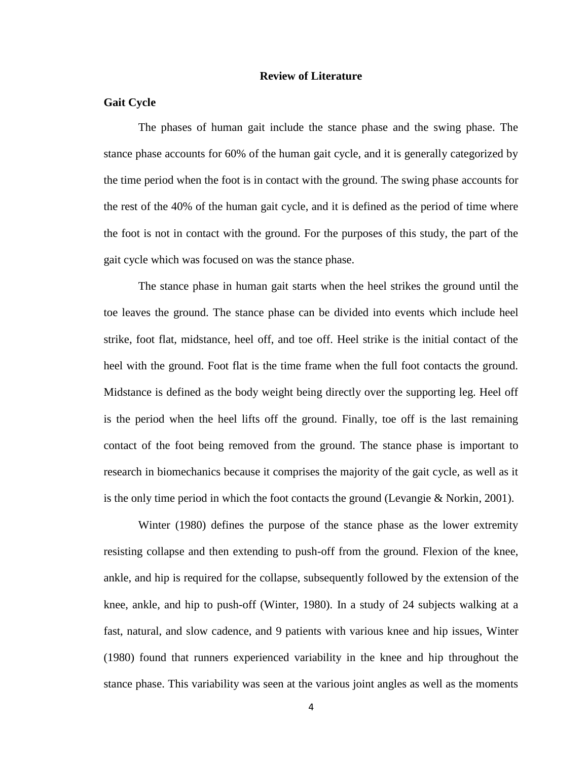## Review of Literature

### Gait Cycle

The phases of human gait include the stance phase and the swing phase. The stance phase accounts for 60% of the human gait cycle, and it is generally categorized by the time period when the foot is in contact with the ground. The swing phase accounts for the rest of the 40% of the human gait cycle, and it is defined as the period of time where the foot is not in contact with the ground. For the purposes of this study, the part of the gait cycle which was focused on was the stance phase.

The stance phase in human gait starts when the heel strikes the ground until the toe leaves the ground. The stance phase can be divided into events which include heel strike, foot flat, midstance, heel off, and toe off. Heel strike is the initial contact of the heel with the ground. Foot flat is the time frame when the full foot contacts the ground. Midstance is defined as the body weight being directly over the supporting leg. Heel off is the period when the heel lifts off the ground. Finally, toe off is the last remaining contact of the foot being removed from the ground. The stance phase is important to research in biomechanics because it comprises the majority of the gait cycle, as well as it is the only time period in which the foot contacts the ground (Levangie & Norkin, 2001).

Winter (1980) defines the purpose of the stance phase as the lower extremity resisting collapse and then extending to push-off from the ground. Flexion of the knee, ankle, and hip is required for the collapse, subsequently followed by the extension of the knee, ankle, and hip to push-off (Winter, 1980). In a study of 24 subjects walking at a fast, natural, and slow cadence, and 9 patients with various knee and hip issues, Winter (1980) found that runners experienced variability in the knee and hip throughout the stance phase. This variability was seen at the various joint angles as well as the moments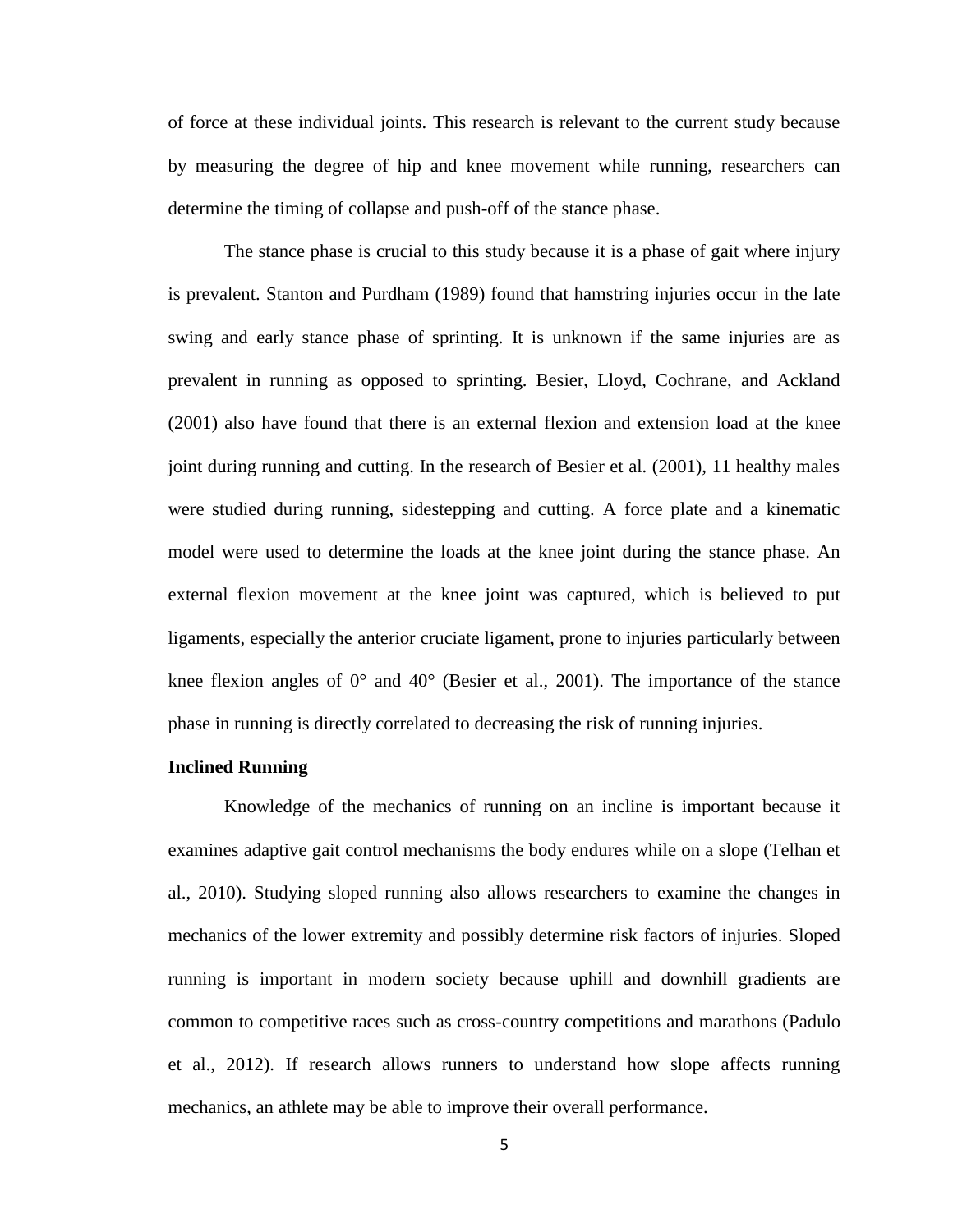of force at these individual joints. This research is relevant to the current study because by measuring the degree of hip and knee movement while running, researchers can determine the timing of collapse and push-off of the stance phase.

The stance phase is crucial to this study because it is a phase of gait where injury is prevalent. Stanton and Purdham (1989) found that hamstring injuries occur in the late swing and early stance phase of sprinting. It is unknown if the same injuries are as prevalent in running as opposed to sprinting. Besier, Lloyd, Cochrane, and Ackland (2001) also have found that there is an external flexion and extension load at the knee joint during running and cutting. In the research of Besier et al. (2001), 11 healthy males were studied during running, sidestepping and cutting. A force plate and a kinematic model were used to determine the loads at the knee joint during the stance phase. An external flexion movement at the knee joint was captured, which is believed to put ligaments, especially the anterior cruciate ligament, prone to injuries particularly between knee flexion angles of 0° and 40° (Besier et al., 2001). The importance of the stance phase in running is directly correlated to decreasing the risk of running injuries.

**Inclined Running**

Knowledge of the mechanics of running on an incline is important because it examines adaptive gait control mechanisms the body endures while on a slope (Telhan et al., 2010). Studying sloped running also allows researchers to examine the changes in mechanics of the lower extremity and possibly determine risk factors of injuries. Sloped running is important in modern society because uphill and downhill gradients are common to competitive races such as cross-country competitions and marathons (Padulo et al., 2012). If research allows runners to understand how slope affects running mechanics, an athlete may be able to improve their overall performance.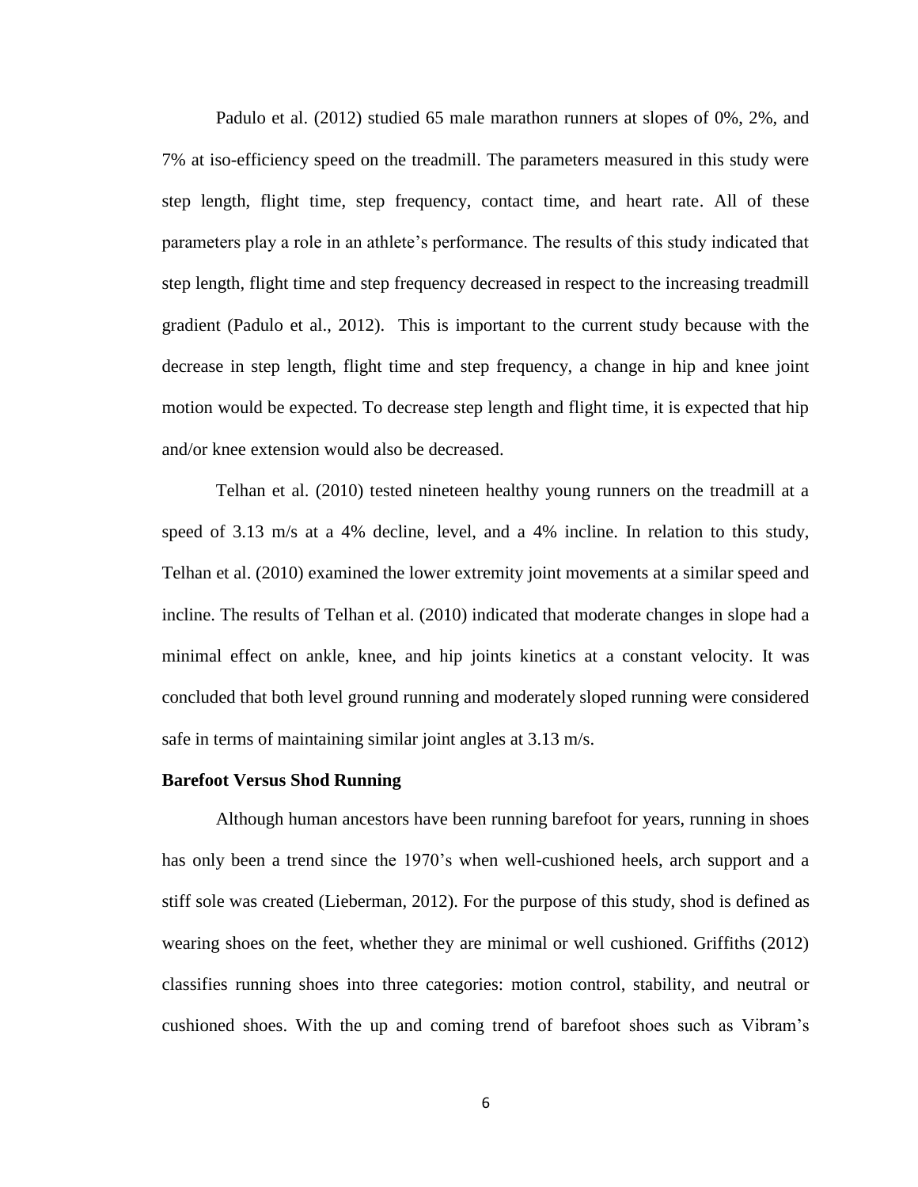Padulo et al. (2012) studied 65 male marathon runners at slopes of 0%, 2%, and 7% at iso-efficiency speed on the treadmill. The parameters measured in this study were step length, flight time, step frequency, contact time, and heart rate. All of these parameters play a role in an athlete's performance. The results of this study indicated that step length, flight time and step frequency decreased in respect to the increasing treadmill gradient (Padulo et al., 2012). This is important to the current study because with the decrease in step length, flight time and step frequency, a change in hip and knee joint motion would be expected. To decrease step length and flight time, it is expected that hip and/or knee extension would also be decreased.

Telhan et al. (2010) tested nineteen healthy young runners on the treadmill at a speed of 3.13 m/s at a 4% decline, level, and a 4% incline. In relation to this study, Telhan et al. (2010) examined the lower extremity joint movements at a similar speed and incline. The results of Telhan et al. (2010) indicated that moderate changes in slope had a minimal effect on ankle, knee, and hip joints kinetics at a constant velocity. It was concluded that both level ground running and moderately sloped running were considered safe in terms of maintaining similar joint angles at 3.13 m/s.

**Barefoot Versus Shod Running**

Although human ancestors have been running barefoot for years, running in shoes has only been a trend since the 1970's when well-cushioned heels, arch support and a stiff sole was created (Lieberman, 2012). For the purpose of this study, shod is defined as wearing shoes on the feet, whether they are minimal or well cushioned. Griffiths (2012) classifies running shoes into three categories: motion control, stability, and neutral or cushioned shoes. With the up and coming trend of barefoot shoes such as Vibram's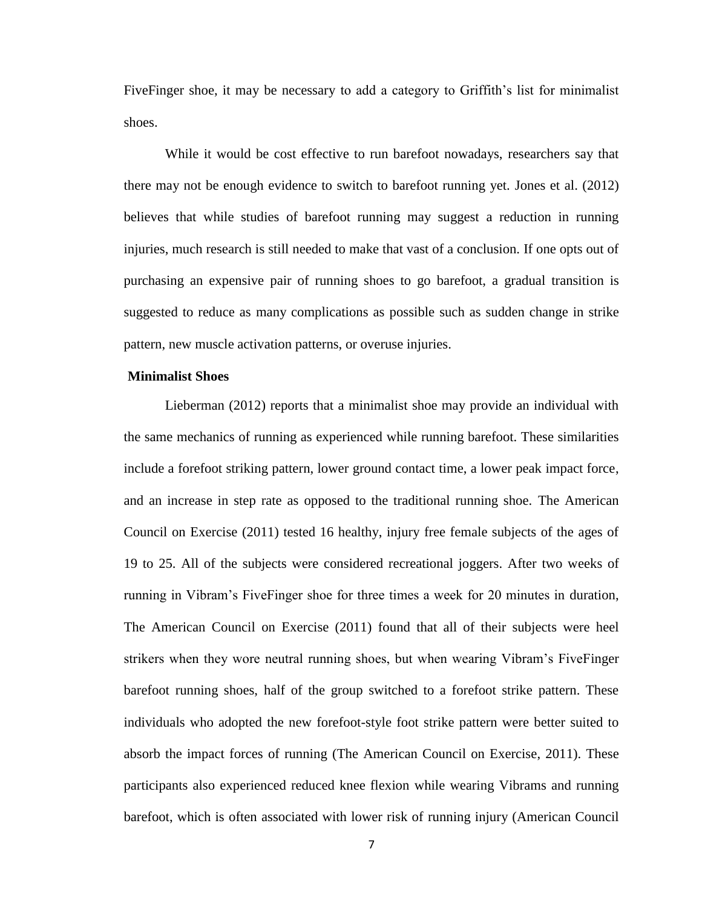FiveFinger shoe, it may be necessary to add a category to Griffith's list for minimalist shoes.

While it would be cost effective to run barefoot nowadays, researchers say that there may not be enough evidence to switch to barefoot running yet. Jones et al. (2012) believes that while studies of barefoot running may suggest a reduction in running injuries, much research is still needed to make that vast of a conclusion. If one opts out of purchasing an expensive pair of running shoes to go barefoot, a gradual transition is suggested to reduce as many complications as possible such as sudden change in strike pattern, new muscle activation patterns, or overuse injuries.

**Minimalist Shoes**

Lieberman (2012) reports that a minimalist shoe may provide an individual with the same mechanics of running as experienced while running barefoot. These similarities include a forefoot striking pattern, lower ground contact time, a lower peak impact force, and an increase in step rate as opposed to the traditional running shoe. The American Council on Exercise (2011) tested 16 healthy, injury free female subjects of the ages of 19 to 25. All of the subjects were considered recreational joggers. After two weeks of running in Vibram's FiveFinger shoe for three times a week for 20 minutes in duration, The American Council on Exercise (2011) found that all of their subjects were heel strikers when they wore neutral running shoes, but when wearing Vibram's FiveFinger barefoot running shoes, half of the group switched to a forefoot strike pattern. These individuals who adopted the new forefoot-style foot strike pattern were better suited to absorb the impact forces of running (The American Council on Exercise, 2011). These participants also experienced reduced knee flexion while wearing Vibrams and running barefoot, which is often associated with lower risk of running injury (American Council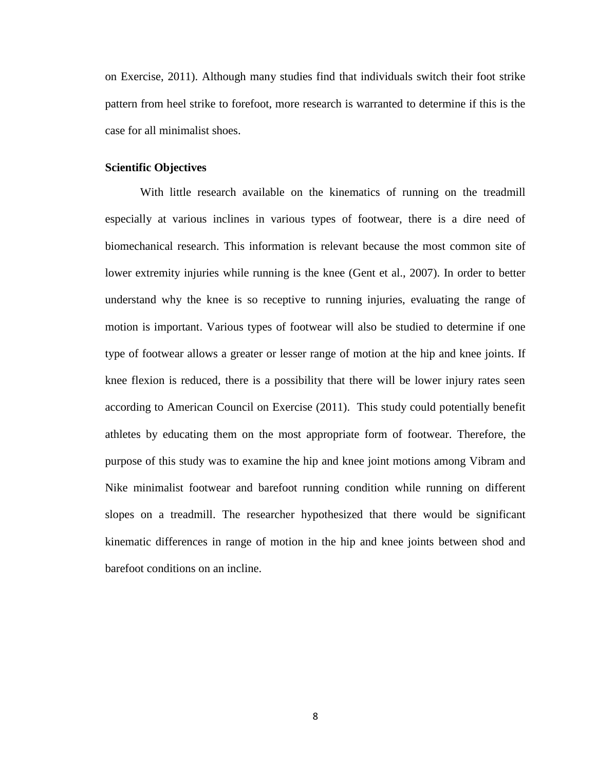on Exercise, 2011). Although many studies find that individuals switch their foot strike pattern from heel strike to forefoot, more research is warranted to determine if this is the case for all minimalist shoes.

### Scientific Objectives

With little research available on the kinematics of running on the treadmill especially at various inclines in various types of footwear, there is a dire need of biomechanical research. This information is relevant because the most common site of lower extremity injuries while running is the knee (Gent et al., 2007). In order to better understand why the knee is so receptive to running injuries, evaluating the range of motion is important. Various types of footwear will also be studied to determine if one type of footwear allows a greater or lesser range of motion at the hip and knee joints. If knee flexion is reduced, there is a possibility that there will be lower injury rates seen according to American Council on Exercise (2011). This study could potentially benefit athletes by educating them on the most appropriate form of footwear. Therefore, the purpose of this study was to examine the hip and knee joint motions among Vibram and Nike minimalist footwear and barefoot running condition while running on different slopes on a treadmill. The researcher hypothesized that there would be significant kinematic differences in range of motion in the hip and knee joints between shod and barefoot conditions on an incline.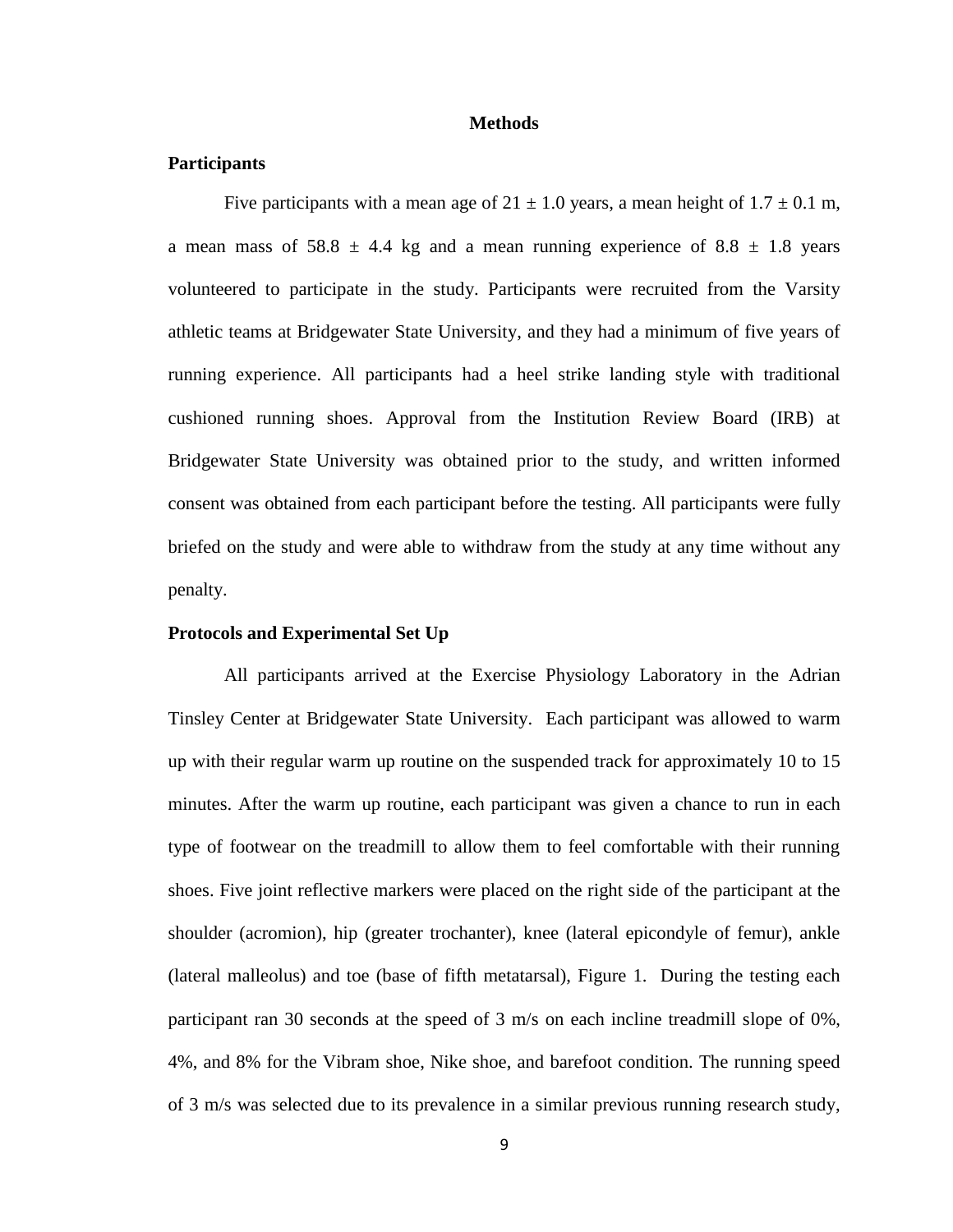## Methods

### Participants

Five participants with a mean age of $21 \pm 1.0$ years, a mean height of $1.7 \pm 0.1$ m, a mean mass of $58.8 \pm 4.4$ kg and a mean running experience of $8.8 \pm 1.8$ years volunteered to participate in the study. Participants were recruited from the Varsity athletic teams at Bridgewater State University, and they had a minimum of five years of running experience. All participants had a heel strike landing style with traditional cushioned running shoes. Approval from the Institution Review Board (IRB) at Bridgewater State University was obtained prior to the study, and written informed consent was obtained from each participant before the testing. All participants were fully briefed on the study and were able to withdraw from the study at any time without any penalty.

### Protocols and Experimental Set Up

All participants arrived at the Exercise Physiology Laboratory in the Adrian Tinsley Center at Bridgewater State University. Each participant was allowed to warm up with their regular warm up routine on the suspended track for approximately 10 to 15 minutes. After the warm up routine, each participant was given a chance to run in each type of footwear on the treadmill to allow them to feel comfortable with their running shoes. Five joint reflective markers were placed on the right side of the participant at the shoulder (acromion), hip (greater trochanter), knee (lateral epicondyle of femur), ankle (lateral malleolus) and toe (base of fifth metatarsal), Figure 1. During the testing each participant ran 30 seconds at the speed of 3 m/s on each incline treadmill slope of 0%, 4%, and 8% for the Vibram shoe, Nike shoe, and barefoot condition. The running speed of 3 m/s was selected due to its prevalence in a similar previous running research study,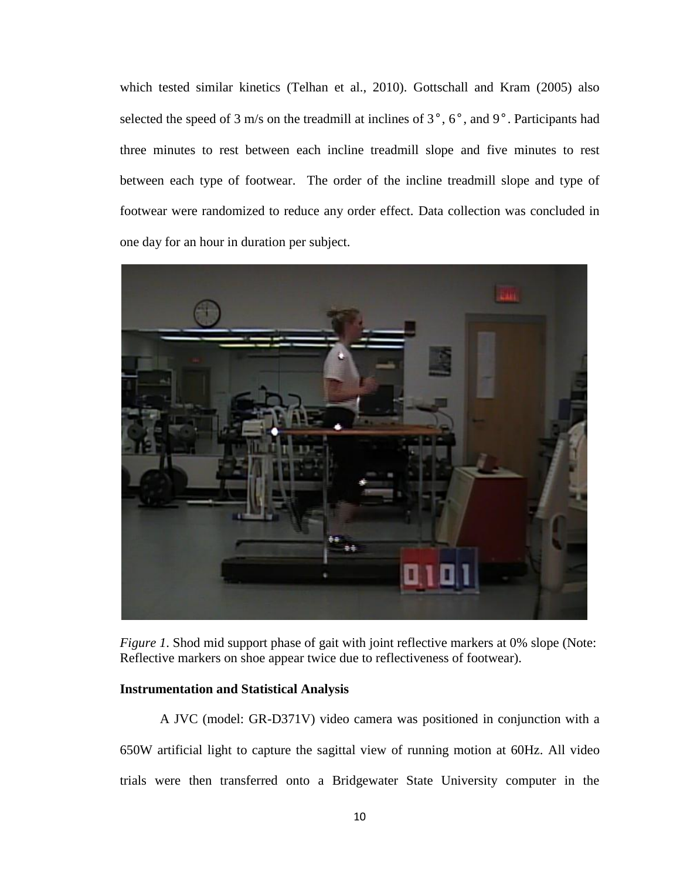which tested similar kinetics (Telhan et al., 2010). Gottschall and Kram (2005) also selected the speed of 3 m/s on the treadmill at inclines of 3°, 6°, and 9°. Participants had three minutes to rest between each incline treadmill slope and five minutes to rest between each type of footwear. The order of the incline treadmill slope and type of footwear were randomized to reduce any order effect. Data collection was concluded in one day for an hour in duration per subject.

*Figure 1.* Shod mid support phase of gait with joint reflective markers at 0% slope (Note: Reflective markers on shoe appear twice due to reflectiveness of footwear).

**Instrumentation and Statistical Analysis**

A JVC (model: GR-D371V) video camera was positioned in conjunction with a 650W artificial light to capture the sagittal view of running motion at 60Hz. All video trials were then transferred onto a Bridgewater State University computer in the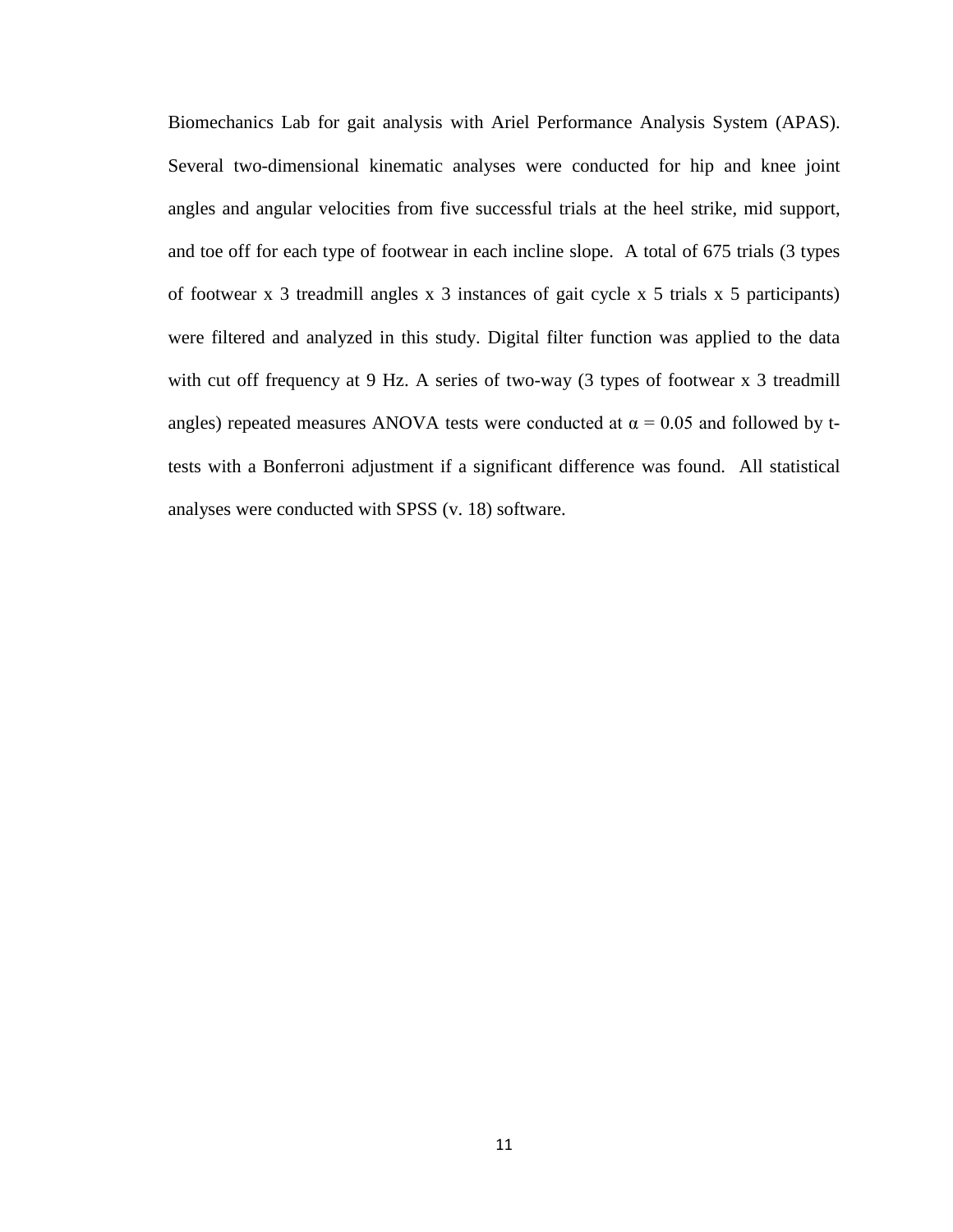Biomechanics Lab for gait analysis with Ariel Performance Analysis System (APAS). Several two-dimensional kinematic analyses were conducted for hip and knee joint angles and angular velocities from five successful trials at the heel strike, mid support, and toe off for each type of footwear in each incline slope. A total of 675 trials (3 types of footwear x 3 treadmill angles x 3 instances of gait cycle x 5 trials x 5 participants) were filtered and analyzed in this study. Digital filter function was applied to the data with cut off frequency at 9 Hz. A series of two-way (3 types of footwear x 3 treadmill angles) repeated measures ANOVA tests were conducted at $\alpha = 0.05$ and followed by t-tests with a Bonferroni adjustment if a significant difference was found. All statistical analyses were conducted with SPSS (v. 18) software.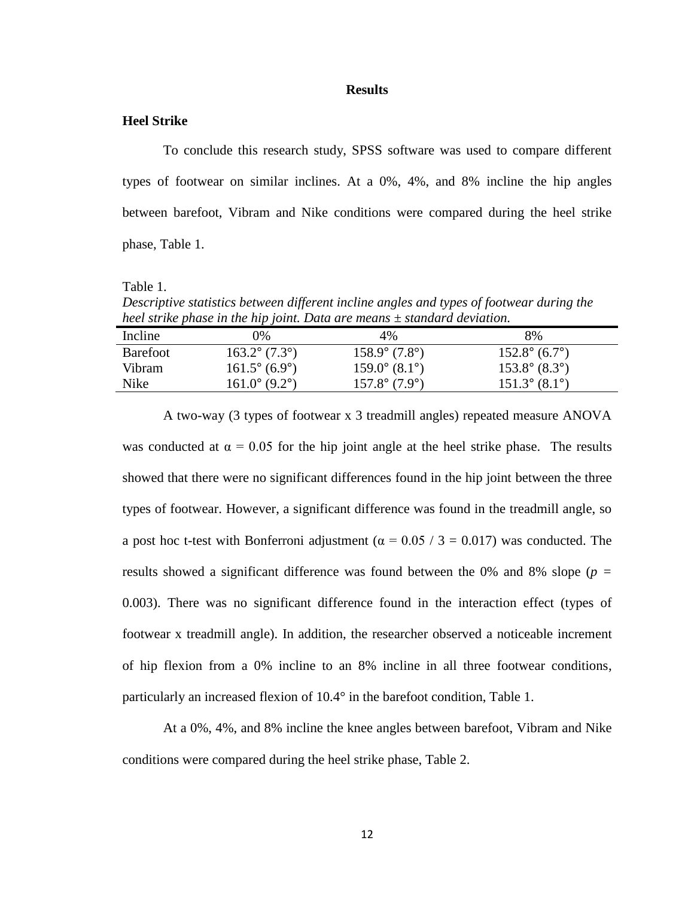## Results

### Heel Strike

To conclude this research study, SPSS software was used to compare different types of footwear on similar inclines. At a 0%, 4%, and 8% incline the hip angles between barefoot, Vibram and Nike conditions were compared during the heel strike phase, Table 1.

Table 1.

*Descriptive statistics between different incline angles and types of footwear during the heel strike phase in the hip joint. Data are means ± standard deviation.*

| Incline | 0% | 4% | 8% |
|---|---|---|---|
| Barefoot | 163.2° (7.3°) | 158.9° (7.8°) | 152.8° (6.7°) |
| Vibram | 161.5° (6.9°) | 159.0° (8.1°) | 153.8° (8.3°) |
| Nike | 161.0° (9.2°) | 157.8° (7.9°) | 151.3° (8.1°) |

A two-way (3 types of footwear x 3 treadmill angles) repeated measure ANOVA was conducted at $\alpha = 0.05$ for the hip joint angle at the heel strike phase. The results showed that there were no significant differences found in the hip joint between the three types of footwear. However, a significant difference was found in the treadmill angle, so a post hoc t-test with Bonferroni adjustment ($\alpha = 0.05 / 3 = 0.017$) was conducted. The results showed a significant difference was found between the 0% and 8% slope ($p$ = 0.003). There was no significant difference found in the interaction effect (types of footwear x treadmill angle). In addition, the researcher observed a noticeable increment of hip flexion from a 0% incline to an 8% incline in all three footwear conditions, particularly an increased flexion of 10.4° in the barefoot condition, Table 1.

At a 0%, 4%, and 8% incline the knee angles between barefoot, Vibram and Nike conditions were compared during the heel strike phase, Table 2.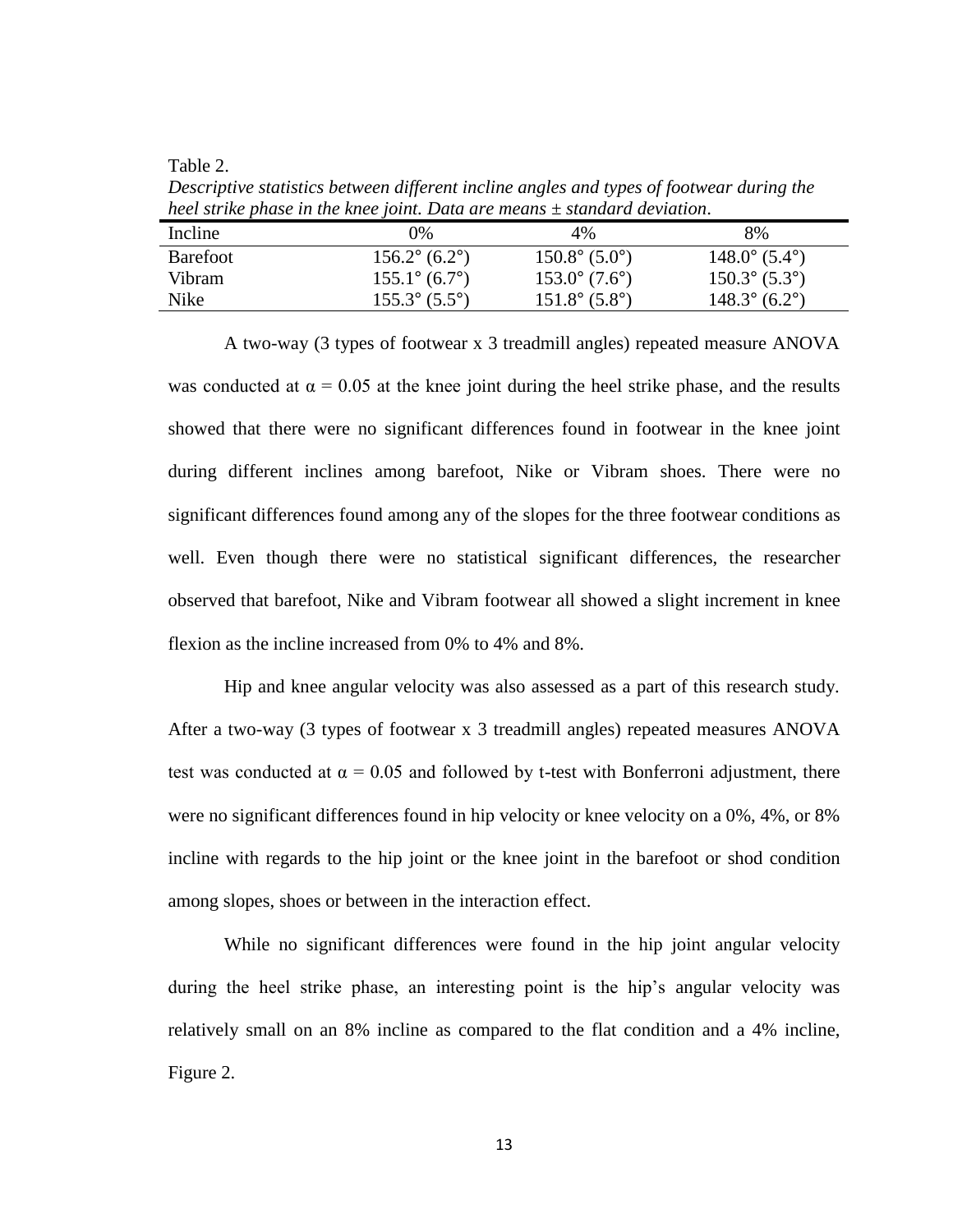Table 2.

*Descriptive statistics between different incline angles and types of footwear during the heel strike phase in the knee joint. Data are means ± standard deviation*.

| Incline | 0% | 4% | 8% |
|---|---|---|---|
| Barefoot | 156.2° (6.2°) | 150.8° (5.0°) | 148.0° (5.4°) |
| Vibram | 155.1° (6.7°) | 153.0° (7.6°) | 150.3° (5.3°) |
| Nike | 155.3° (5.5°) | 151.8° (5.8°) | 148.3° (6.2°) |

A two-way (3 types of footwear x 3 treadmill angles) repeated measure ANOVA was conducted at $\alpha = 0.05$ at the knee joint during the heel strike phase, and the results showed that there were no significant differences found in footwear in the knee joint during different inclines among barefoot, Nike or Vibram shoes. There were no significant differences found among any of the slopes for the three footwear conditions as well. Even though there were no statistical significant differences, the researcher observed that barefoot, Nike and Vibram footwear all showed a slight increment in knee flexion as the incline increased from 0% to 4% and 8%.

Hip and knee angular velocity was also assessed as a part of this research study. After a two-way (3 types of footwear x 3 treadmill angles) repeated measures ANOVA test was conducted at $\alpha = 0.05$ and followed by t-test with Bonferroni adjustment, there were no significant differences found in hip velocity or knee velocity on a 0%, 4%, or 8% incline with regards to the hip joint or the knee joint in the barefoot or shod condition among slopes, shoes or between in the interaction effect.

While no significant differences were found in the hip joint angular velocity during the heel strike phase, an interesting point is the hip's angular velocity was relatively small on an 8% incline as compared to the flat condition and a 4% incline, Figure 2.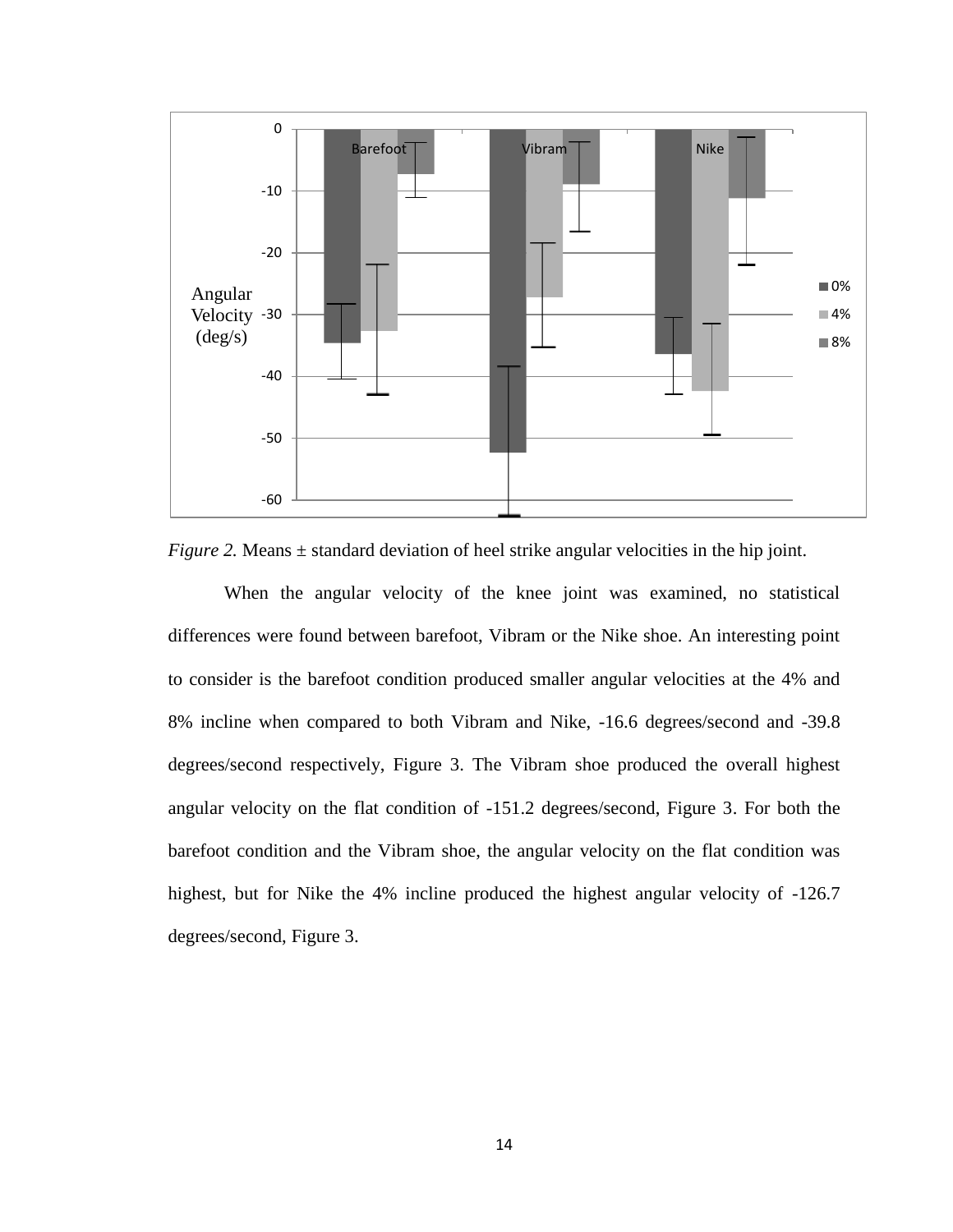*Figure 2.* Means ± standard deviation of heel strike angular velocities in the hip joint.

When the angular velocity of the knee joint was examined, no statistical differences were found between barefoot, Vibram or the Nike shoe. An interesting point to consider is the barefoot condition produced smaller angular velocities at the 4% and 8% incline when compared to both Vibram and Nike, -16.6 degrees/second and -39.8 degrees/second respectively, Figure 3. The Vibram shoe produced the overall highest angular velocity on the flat condition of -151.2 degrees/second, Figure 3. For both the barefoot condition and the Vibram shoe, the angular velocity on the flat condition was highest, but for Nike the 4% incline produced the highest angular velocity of -126.7 degrees/second, Figure 3.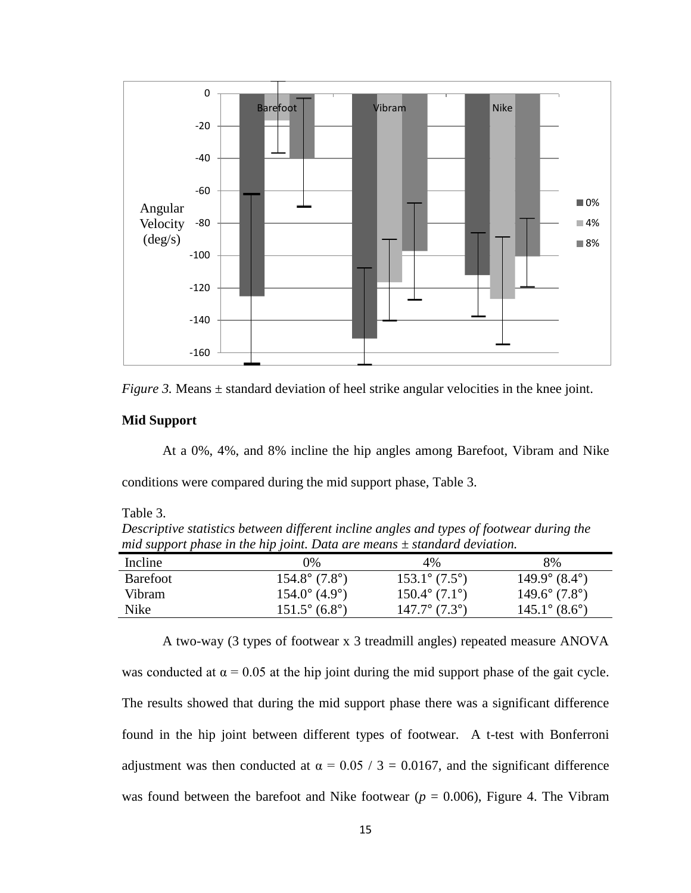*Figure 3.* Means ± standard deviation of heel strike angular velocities in the knee joint.

**Mid Support**

At a 0%, 4%, and 8% incline the hip angles among Barefoot, Vibram and Nike conditions were compared during the mid support phase, Table 3.

Table 3.
*Descriptive statistics between different incline angles and types of footwear during the mid support phase in the hip joint. Data are means ± standard deviation.*

| Incline | 0% | 4% | 8% |
|---|---|---|---|
| Barefoot | 154.8° (7.8°) | 153.1° (7.5°) | 149.9° (8.4°) |
| Vibram | 154.0° (4.9°) | 150.4° (7.1°) | 149.6° (7.8°) |
| Nike | 151.5° (6.8°) | 147.7° (7.3°) | 145.1° (8.6°) |

A two-way (3 types of footwear x 3 treadmill angles) repeated measure ANOVA was conducted at $\alpha = 0.05$ at the hip joint during the mid support phase of the gait cycle. The results showed that during the mid support phase there was a significant difference found in the hip joint between different types of footwear. A t-test with Bonferroni adjustment was then conducted at $\alpha = 0.05 / 3 = 0.0167$, and the significant difference was found between the barefoot and Nike footwear ($p = 0.006$), Figure 4. The Vibram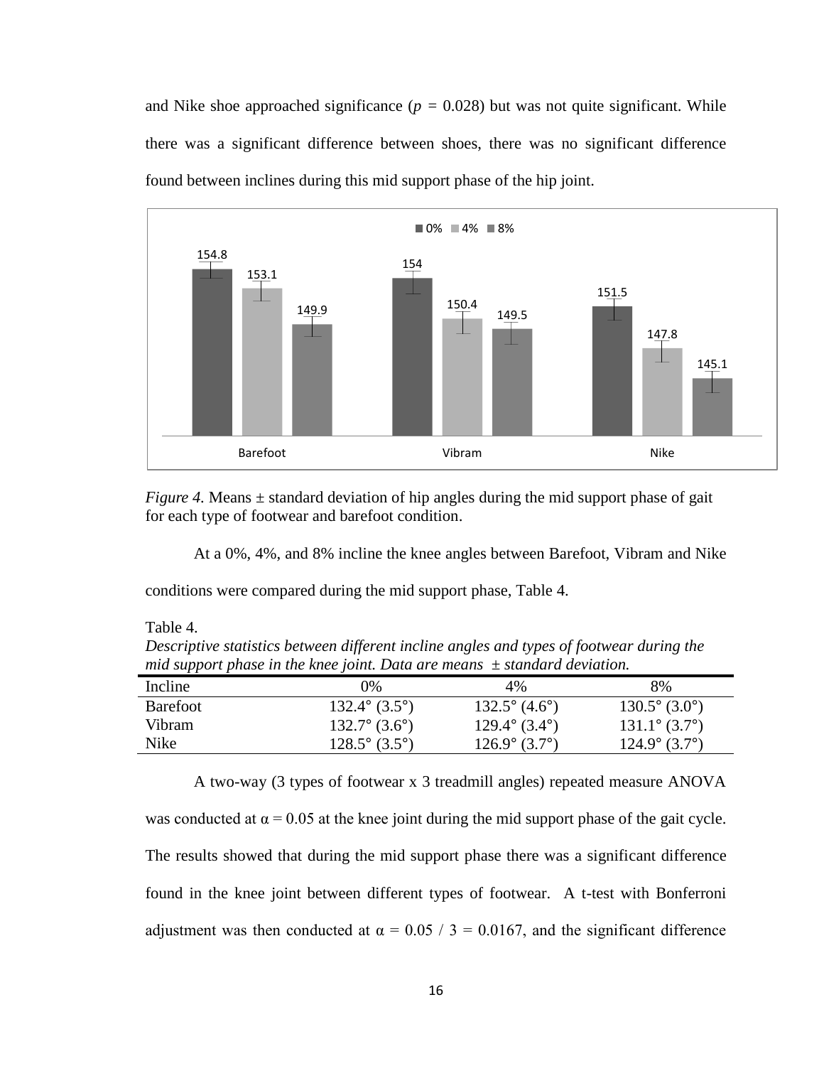and Nike shoe approached significance ($p = 0.028$) but was not quite significant. While there was a significant difference between shoes, there was no significant difference found between inclines during this mid support phase of the hip joint.

*Figure 4.* Means ± standard deviation of hip angles during the mid support phase of gait for each type of footwear and barefoot condition.

At a 0%, 4%, and 8% incline the knee angles between Barefoot, Vibram and Nike conditions were compared during the mid support phase, Table 4.

Table 4.

*Descriptive statistics between different incline angles and types of footwear during the mid support phase in the knee joint. Data are means ± standard deviation.*

| Incline | 0% | 4% | 8% |
|---|---|---|---|
| Barefoot | 132.4° (3.5°) | 132.5° (4.6°) | 130.5° (3.0°) |
| Vibram | 132.7° (3.6°) | 129.4° (3.4°) | 131.1° (3.7°) |
| Nike | 128.5° (3.5°) | 126.9° (3.7°) | 124.9° (3.7°) |

A two-way (3 types of footwear x 3 treadmill angles) repeated measure ANOVA was conducted at $\alpha = 0.05$ at the knee joint during the mid support phase of the gait cycle. The results showed that during the mid support phase there was a significant difference found in the knee joint between different types of footwear. A t-test with Bonferroni adjustment was then conducted at $\alpha = 0.05 / 3 = 0.0167$, and the significant difference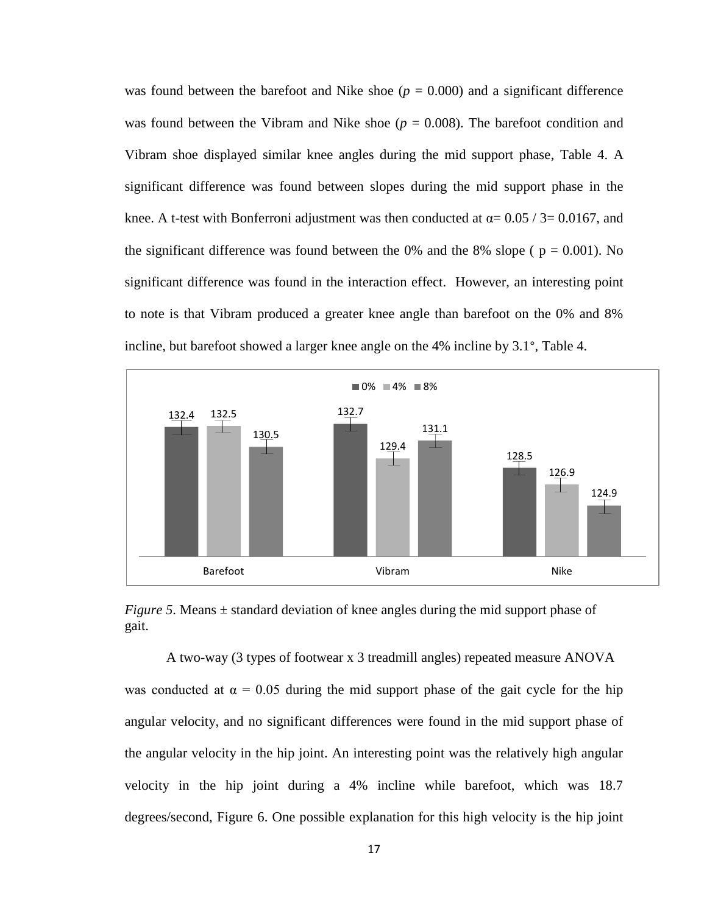was found between the barefoot and Nike shoe ($p$ = 0.000) and a significant difference was found between the Vibram and Nike shoe ($p$ = 0.008). The barefoot condition and Vibram shoe displayed similar knee angles during the mid support phase, Table 4. A significant difference was found between slopes during the mid support phase in the knee. A t-test with Bonferroni adjustment was then conducted at $\alpha$= 0.05 / 3= 0.0167, and the significant difference was found between the 0% and the 8% slope ( p = 0.001). No significant difference was found in the interaction effect. However, an interesting point to note is that Vibram produced a greater knee angle than barefoot on the 0% and 8% incline, but barefoot showed a larger knee angle on the 4% incline by 3.1°, Table 4.

*Figure 5*. Means ± standard deviation of knee angles during the mid support phase of gait.

A two-way (3 types of footwear x 3 treadmill angles) repeated measure ANOVA was conducted at $\alpha$ = 0.05 during the mid support phase of the gait cycle for the hip angular velocity, and no significant differences were found in the mid support phase of the angular velocity in the hip joint. An interesting point was the relatively high angular velocity in the hip joint during a 4% incline while barefoot, which was 18.7 degrees/second, Figure 6. One possible explanation for this high velocity is the hip joint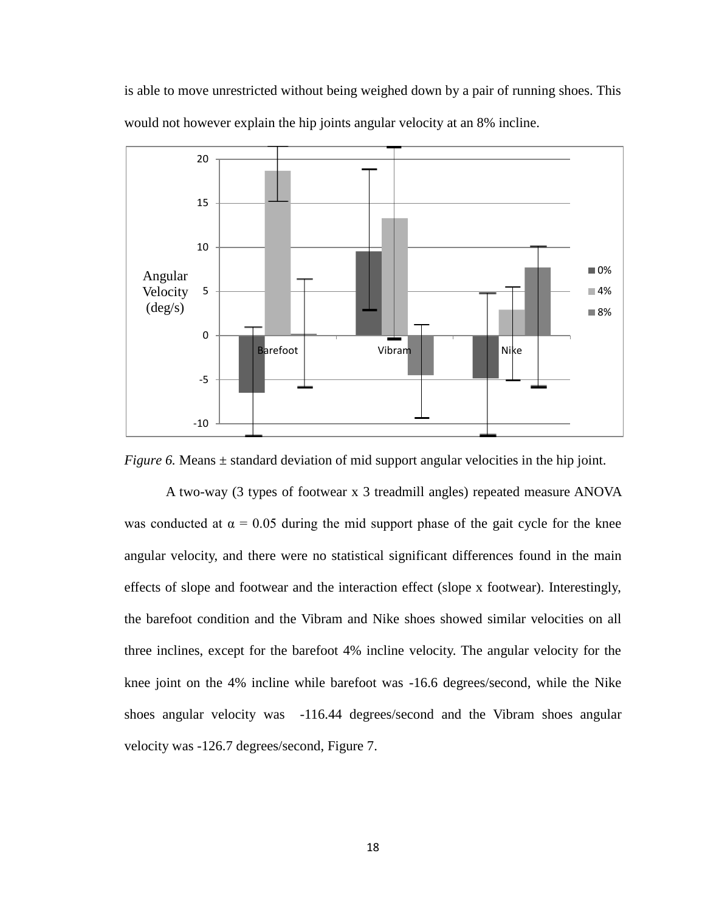is able to move unrestricted without being weighed down by a pair of running shoes. This would not however explain the hip joints angular velocity at an 8% incline.

*Figure 6.* Means ± standard deviation of mid support angular velocities in the hip joint.

A two-way (3 types of footwear x 3 treadmill angles) repeated measure ANOVA was conducted at α = 0.05 during the mid support phase of the gait cycle for the knee angular velocity, and there were no statistical significant differences found in the main effects of slope and footwear and the interaction effect (slope x footwear). Interestingly, the barefoot condition and the Vibram and Nike shoes showed similar velocities on all three inclines, except for the barefoot 4% incline velocity. The angular velocity for the knee joint on the 4% incline while barefoot was -16.6 degrees/second, while the Nike shoes angular velocity was -116.44 degrees/second and the Vibram shoes angular velocity was -126.7 degrees/second, Figure 7.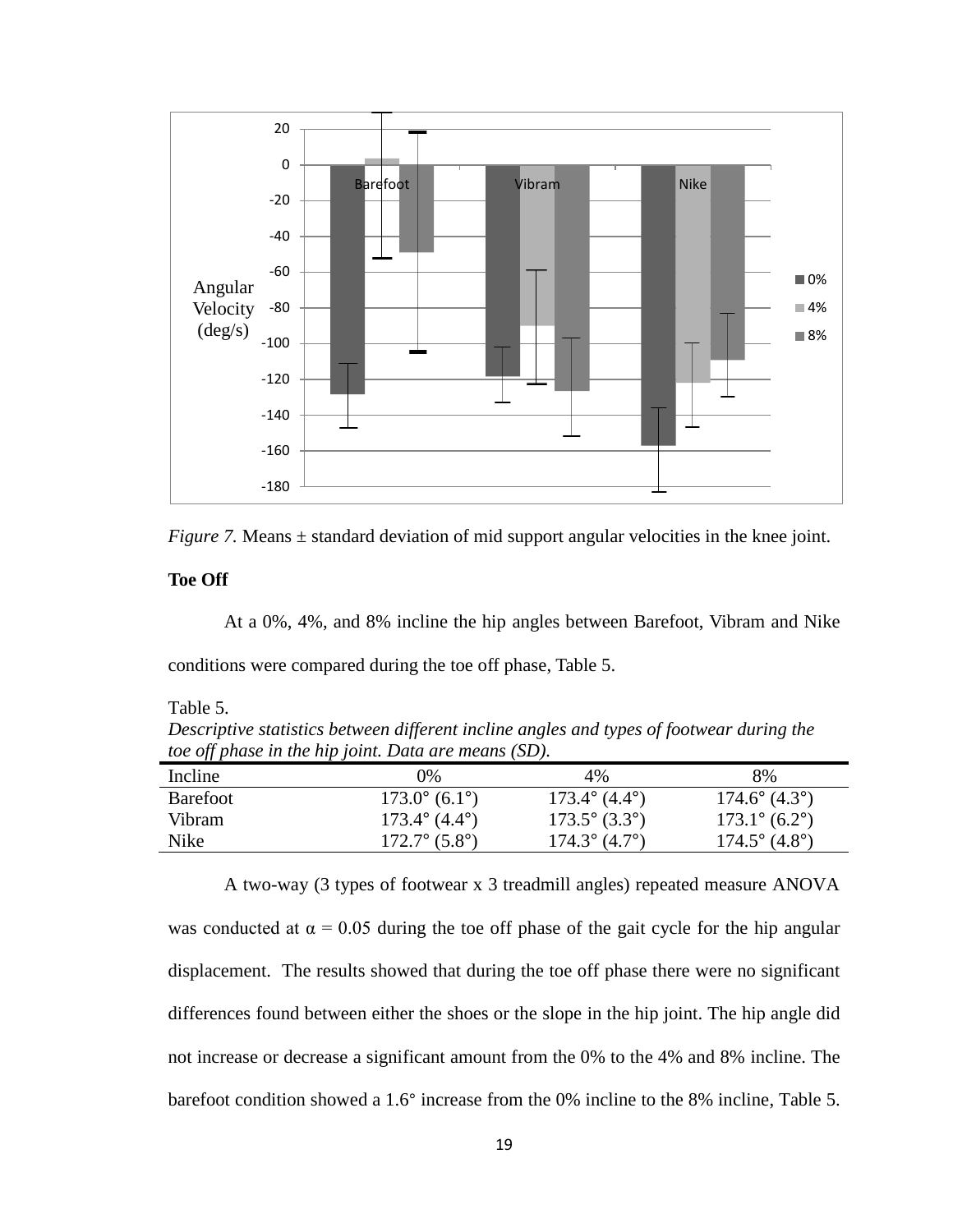*Figure 7.* Means ± standard deviation of mid support angular velocities in the knee joint.

**Toe Off**

At a 0%, 4%, and 8% incline the hip angles between Barefoot, Vibram and Nike conditions were compared during the toe off phase, Table 5.

Table 5.
*Descriptive statistics between different incline angles and types of footwear during the toe off phase in the hip joint. Data are means (SD).*

| Incline | 0% | 4% | 8% |
|---|---|---|---|
| Barefoot | 173.0° (6.1°) | 173.4° (4.4°) | 174.6° (4.3°) |
| Vibram | 173.4° (4.4°) | 173.5° (3.3°) | 173.1° (6.2°) |
| Nike | 172.7° (5.8°) | 174.3° (4.7°) | 174.5° (4.8°) |

A two-way (3 types of footwear x 3 treadmill angles) repeated measure ANOVA was conducted at $\alpha = 0.05$ during the toe off phase of the gait cycle for the hip angular displacement. The results showed that during the toe off phase there were no significant differences found between either the shoes or the slope in the hip joint. The hip angle did not increase or decrease a significant amount from the 0% to the 4% and 8% incline. The barefoot condition showed a 1.6° increase from the 0% incline to the 8% incline, Table 5.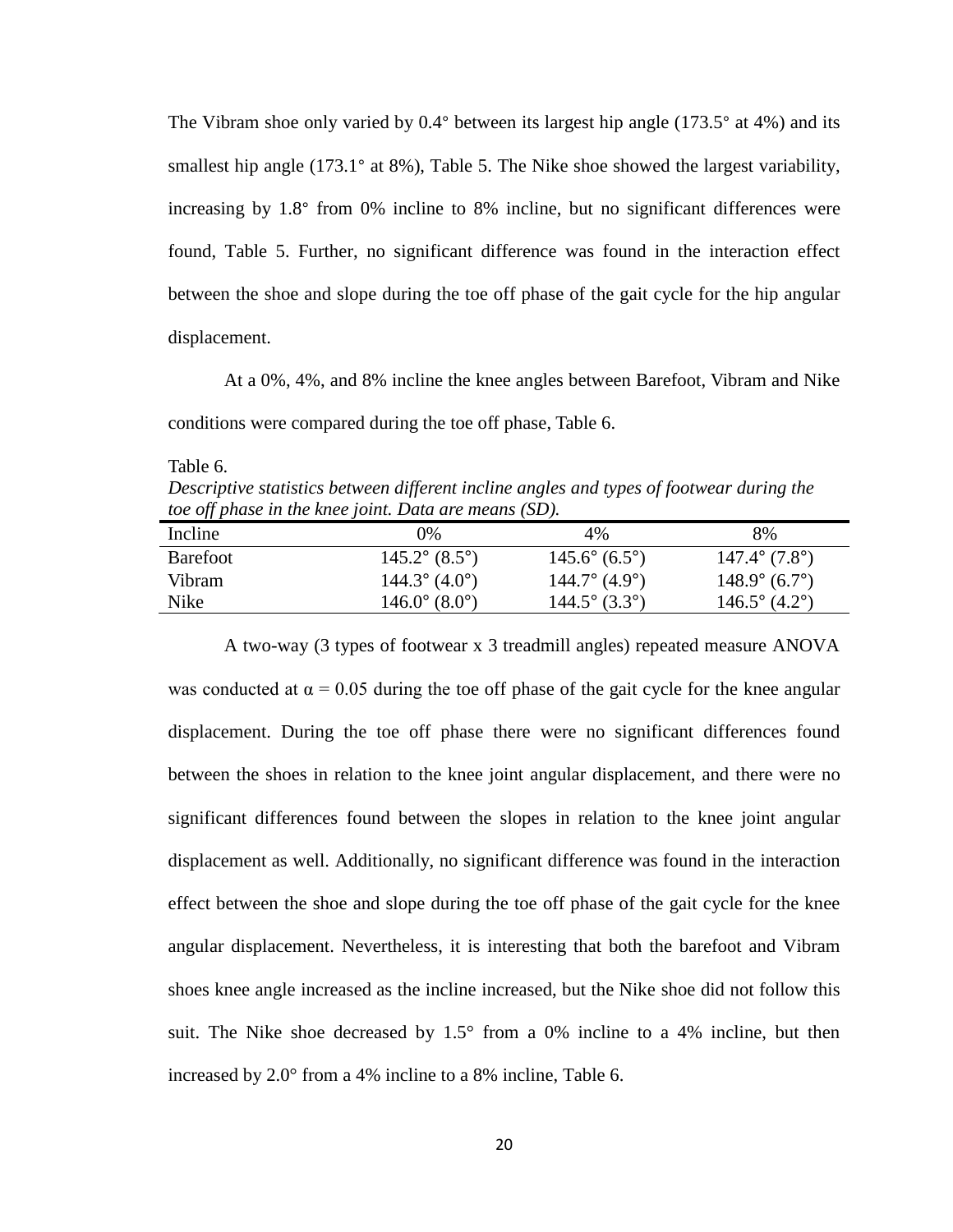The Vibram shoe only varied by 0.4° between its largest hip angle (173.5° at 4%) and its smallest hip angle (173.1° at 8%), Table 5. The Nike shoe showed the largest variability, increasing by 1.8° from 0% incline to 8% incline, but no significant differences were found, Table 5. Further, no significant difference was found in the interaction effect between the shoe and slope during the toe off phase of the gait cycle for the hip angular displacement.

At a 0%, 4%, and 8% incline the knee angles between Barefoot, Vibram and Nike conditions were compared during the toe off phase, Table 6.

Table 6.
*Descriptive statistics between different incline angles and types of footwear during the toe off phase in the knee joint. Data are means (SD).*

| Incline | 0% | 4% | 8% |
|---|---|---|---|
| Barefoot | 145.2° (8.5°) | 145.6° (6.5°) | 147.4° (7.8°) |
| Vibram | 144.3° (4.0°) | 144.7° (4.9°) | 148.9° (6.7°) |
| Nike | 146.0° (8.0°) | 144.5° (3.3°) | 146.5° (4.2°) |

A two-way (3 types of footwear x 3 treadmill angles) repeated measure ANOVA was conducted at $\alpha = 0.05$ during the toe off phase of the gait cycle for the knee angular displacement. During the toe off phase there were no significant differences found between the shoes in relation to the knee joint angular displacement, and there were no significant differences found between the slopes in relation to the knee joint angular displacement as well. Additionally, no significant difference was found in the interaction effect between the shoe and slope during the toe off phase of the gait cycle for the knee angular displacement. Nevertheless, it is interesting that both the barefoot and Vibram shoes knee angle increased as the incline increased, but the Nike shoe did not follow this suit. The Nike shoe decreased by 1.5° from a 0% incline to a 4% incline, but then increased by 2.0° from a 4% incline to a 8% incline, Table 6.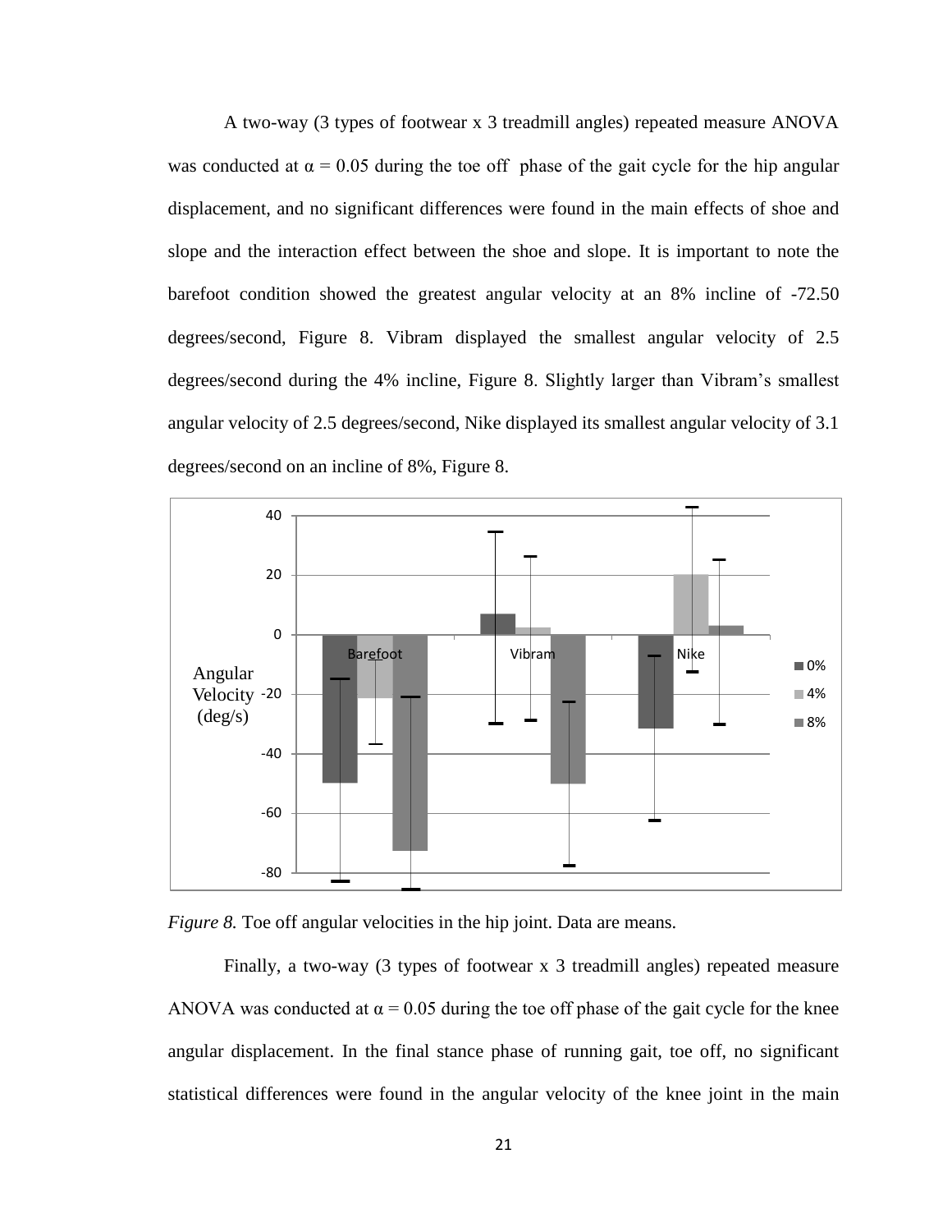A two-way (3 types of footwear x 3 treadmill angles) repeated measure ANOVA was conducted at $\alpha = 0.05$ during the toe off phase of the gait cycle for the hip angular displacement, and no significant differences were found in the main effects of shoe and slope and the interaction effect between the shoe and slope. It is important to note the barefoot condition showed the greatest angular velocity at an 8% incline of -72.50 degrees/second, Figure 8. Vibram displayed the smallest angular velocity of 2.5 degrees/second during the 4% incline, Figure 8. Slightly larger than Vibram's smallest angular velocity of 2.5 degrees/second, Nike displayed its smallest angular velocity of 3.1 degrees/second on an incline of 8%, Figure 8.

*Figure 8.* Toe off angular velocities in the hip joint. Data are means.

Finally, a two-way (3 types of footwear x 3 treadmill angles) repeated measure ANOVA was conducted at $\alpha = 0.05$ during the toe off phase of the gait cycle for the knee angular displacement. In the final stance phase of running gait, toe off, no significant statistical differences were found in the angular velocity of the knee joint in the main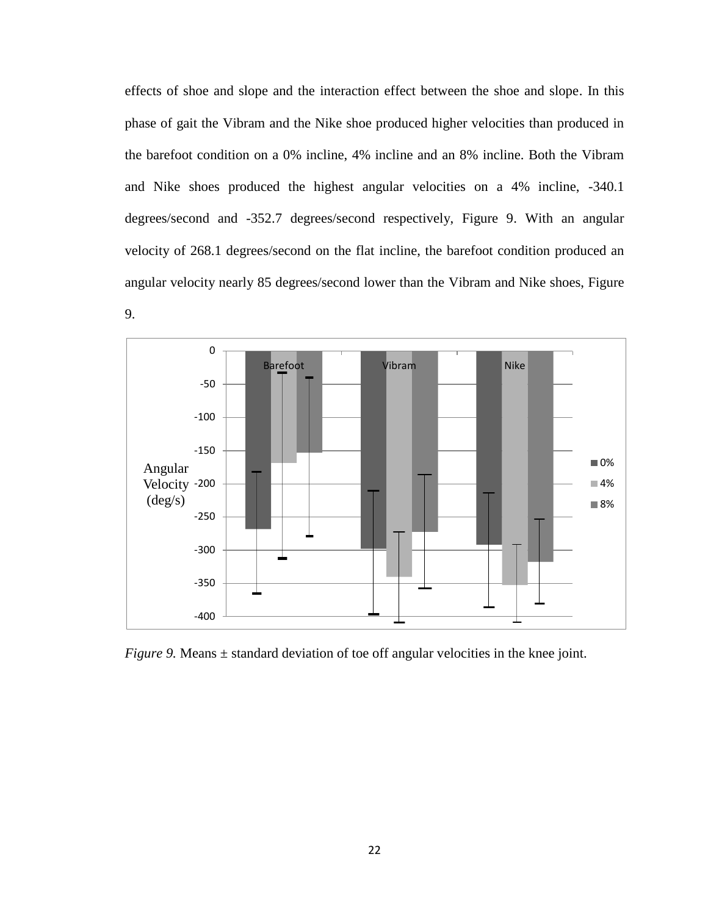effects of shoe and slope and the interaction effect between the shoe and slope. In this phase of gait the Vibram and the Nike shoe produced higher velocities than produced in the barefoot condition on a 0% incline, 4% incline and an 8% incline. Both the Vibram and Nike shoes produced the highest angular velocities on a 4% incline, -340.1 degrees/second and -352.7 degrees/second respectively, Figure 9. With an angular velocity of 268.1 degrees/second on the flat incline, the barefoot condition produced an angular velocity nearly 85 degrees/second lower than the Vibram and Nike shoes, Figure 9.

*Figure 9.* Means ± standard deviation of toe off angular velocities in the knee joint.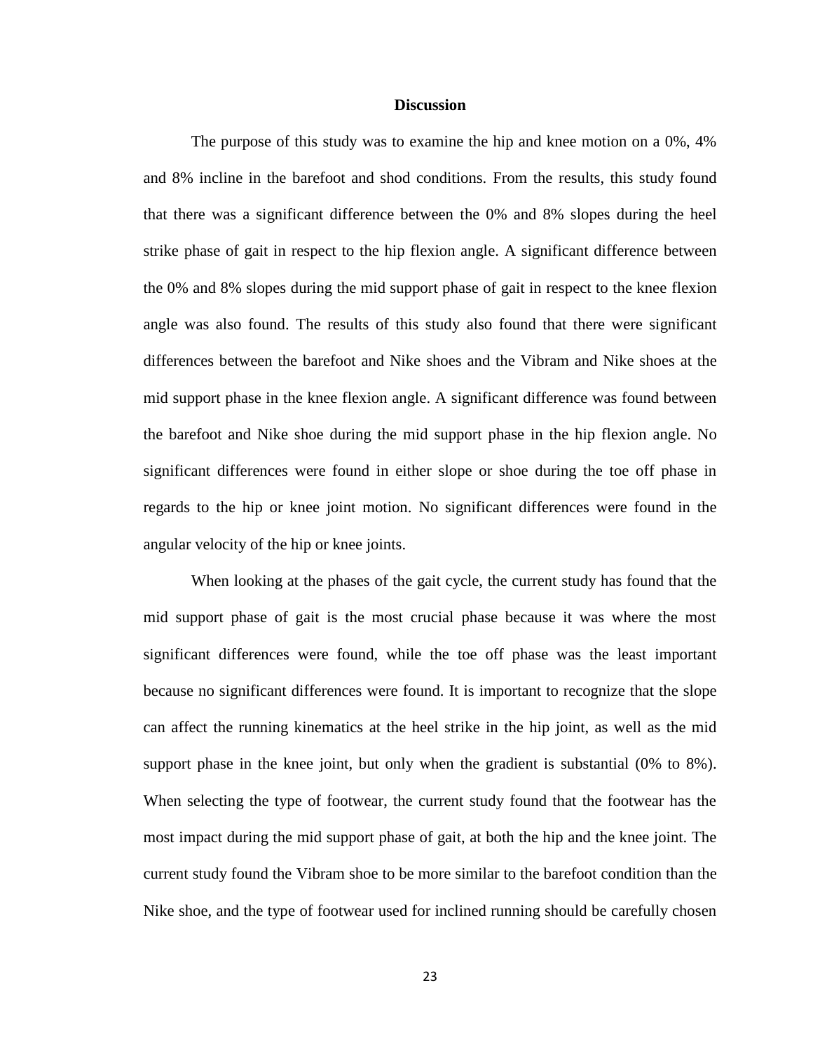## Discussion

The purpose of this study was to examine the hip and knee motion on a 0%, 4% and 8% incline in the barefoot and shod conditions. From the results, this study found that there was a significant difference between the 0% and 8% slopes during the heel strike phase of gait in respect to the hip flexion angle. A significant difference between the 0% and 8% slopes during the mid support phase of gait in respect to the knee flexion angle was also found. The results of this study also found that there were significant differences between the barefoot and Nike shoes and the Vibram and Nike shoes at the mid support phase in the knee flexion angle. A significant difference was found between the barefoot and Nike shoe during the mid support phase in the hip flexion angle. No significant differences were found in either slope or shoe during the toe off phase in regards to the hip or knee joint motion. No significant differences were found in the angular velocity of the hip or knee joints.

When looking at the phases of the gait cycle, the current study has found that the mid support phase of gait is the most crucial phase because it was where the most significant differences were found, while the toe off phase was the least important because no significant differences were found. It is important to recognize that the slope can affect the running kinematics at the heel strike in the hip joint, as well as the mid support phase in the knee joint, but only when the gradient is substantial (0% to 8%). When selecting the type of footwear, the current study found that the footwear has the most impact during the mid support phase of gait, at both the hip and the knee joint. The current study found the Vibram shoe to be more similar to the barefoot condition than the Nike shoe, and the type of footwear used for inclined running should be carefully chosen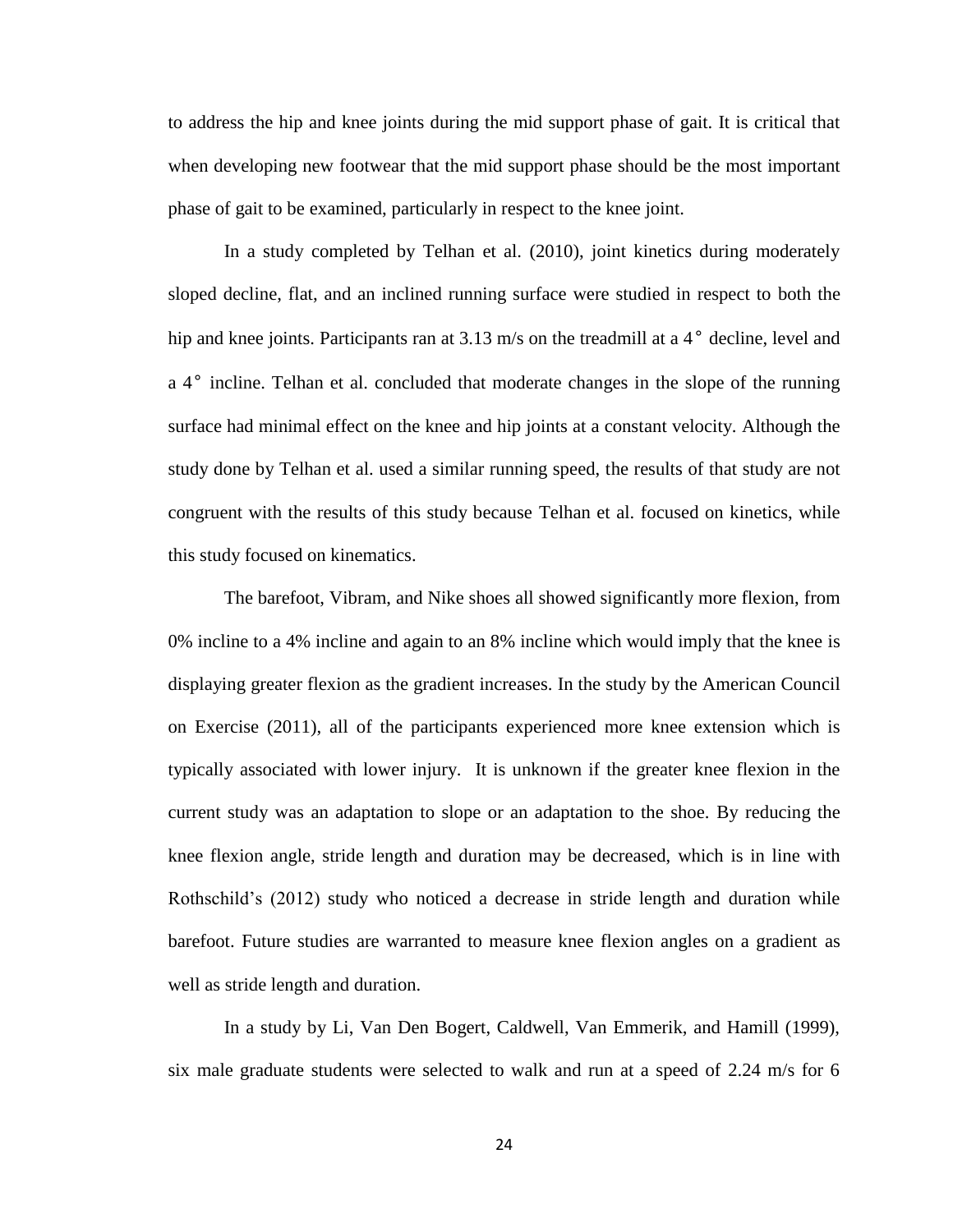to address the hip and knee joints during the mid support phase of gait. It is critical that when developing new footwear that the mid support phase should be the most important phase of gait to be examined, particularly in respect to the knee joint.

In a study completed by Telhan et al. (2010), joint kinetics during moderately sloped decline, flat, and an inclined running surface were studied in respect to both the hip and knee joints. Participants ran at 3.13 m/s on the treadmill at a 4° decline, level and a 4° incline. Telhan et al. concluded that moderate changes in the slope of the running surface had minimal effect on the knee and hip joints at a constant velocity. Although the study done by Telhan et al. used a similar running speed, the results of that study are not congruent with the results of this study because Telhan et al. focused on kinetics, while this study focused on kinematics.

The barefoot, Vibram, and Nike shoes all showed significantly more flexion, from 0% incline to a 4% incline and again to an 8% incline which would imply that the knee is displaying greater flexion as the gradient increases. In the study by the American Council on Exercise (2011), all of the participants experienced more knee extension which is typically associated with lower injury. It is unknown if the greater knee flexion in the current study was an adaptation to slope or an adaptation to the shoe. By reducing the knee flexion angle, stride length and duration may be decreased, which is in line with Rothschild's (2012) study who noticed a decrease in stride length and duration while barefoot. Future studies are warranted to measure knee flexion angles on a gradient as well as stride length and duration.

In a study by Li, Van Den Bogert, Caldwell, Van Emmerik, and Hamill (1999), six male graduate students were selected to walk and run at a speed of 2.24 m/s for 6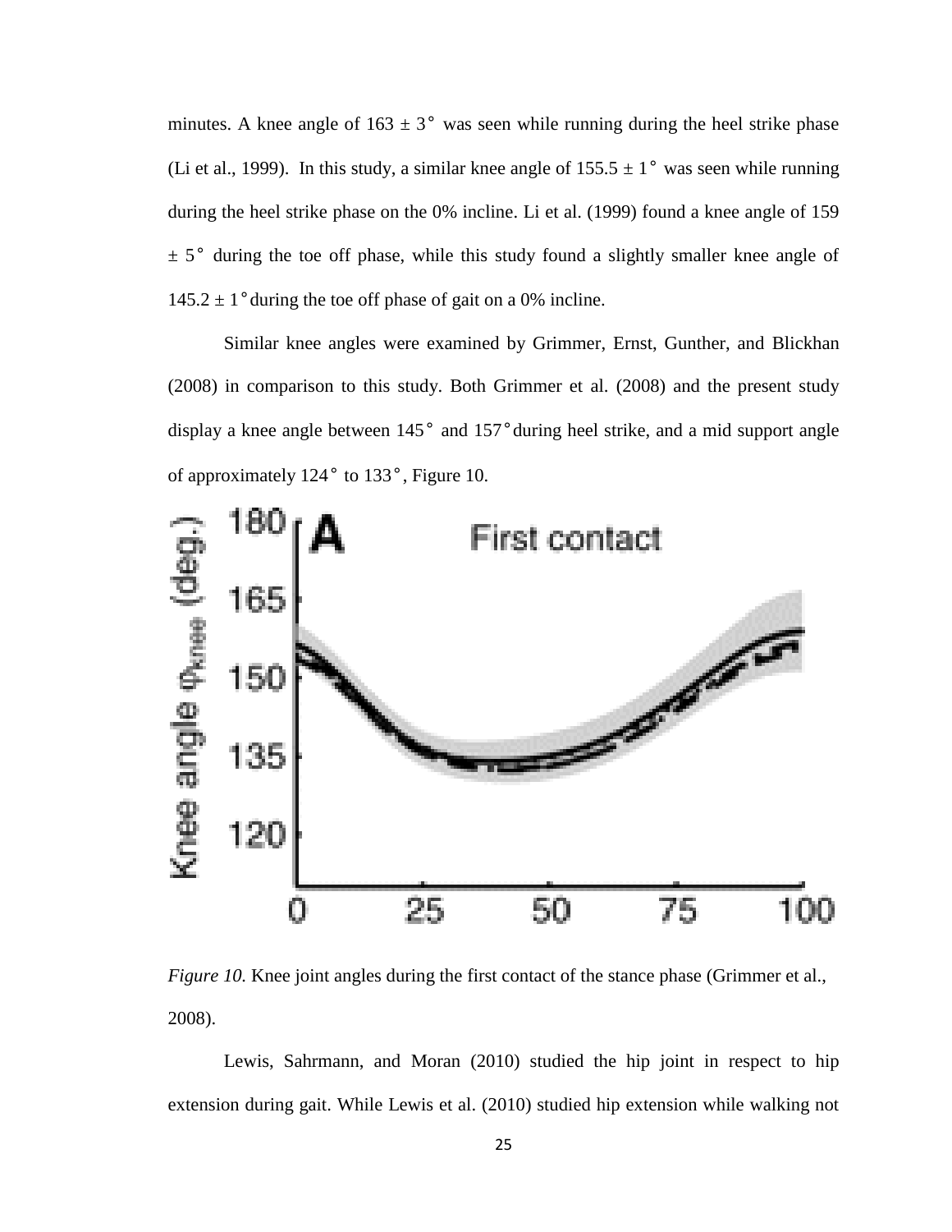minutes. A knee angle of 163 ± 3° was seen while running during the heel strike phase (Li et al., 1999). In this study, a similar knee angle of 155.5 ± 1° was seen while running during the heel strike phase on the 0% incline. Li et al. (1999) found a knee angle of 159 ± 5° during the toe off phase, while this study found a slightly smaller knee angle of 145.2 ± 1° during the toe off phase of gait on a 0% incline.

Similar knee angles were examined by Grimmer, Ernst, Gunther, and Blickhan (2008) in comparison to this study. Both Grimmer et al. (2008) and the present study display a knee angle between 145° and 157° during heel strike, and a mid support angle of approximately 124° to 133°, Figure 10.

*Figure 10.* Knee joint angles during the first contact of the stance phase (Grimmer et al., 2008).

Lewis, Sahrmann, and Moran (2010) studied the hip joint in respect to hip extension during gait. While Lewis et al. (2010) studied hip extension while walking not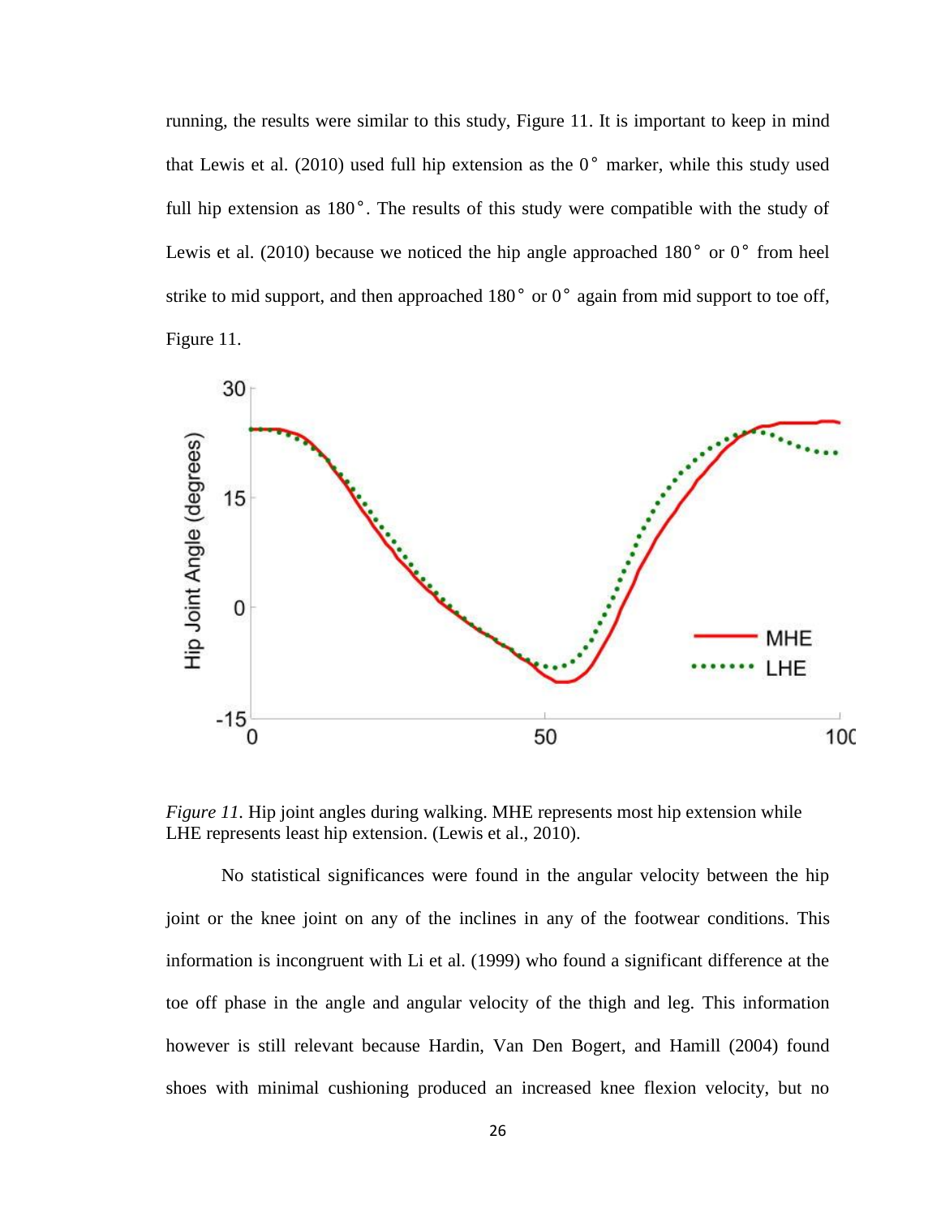running, the results were similar to this study, Figure 11. It is important to keep in mind that Lewis et al. (2010) used full hip extension as the 0° marker, while this study used full hip extension as 180°. The results of this study were compatible with the study of Lewis et al. (2010) because we noticed the hip angle approached 180° or 0° from heel strike to mid support, and then approached 180° or 0° again from mid support to toe off, Figure 11.

*Figure 11.* Hip joint angles during walking. MHE represents most hip extension while LHE represents least hip extension. (Lewis et al., 2010).

No statistical significances were found in the angular velocity between the hip joint or the knee joint on any of the inclines in any of the footwear conditions. This information is incongruent with Li et al. (1999) who found a significant difference at the toe off phase in the angle and angular velocity of the thigh and leg. This information however is still relevant because Hardin, Van Den Bogert, and Hamill (2004) found shoes with minimal cushioning produced an increased knee flexion velocity, but no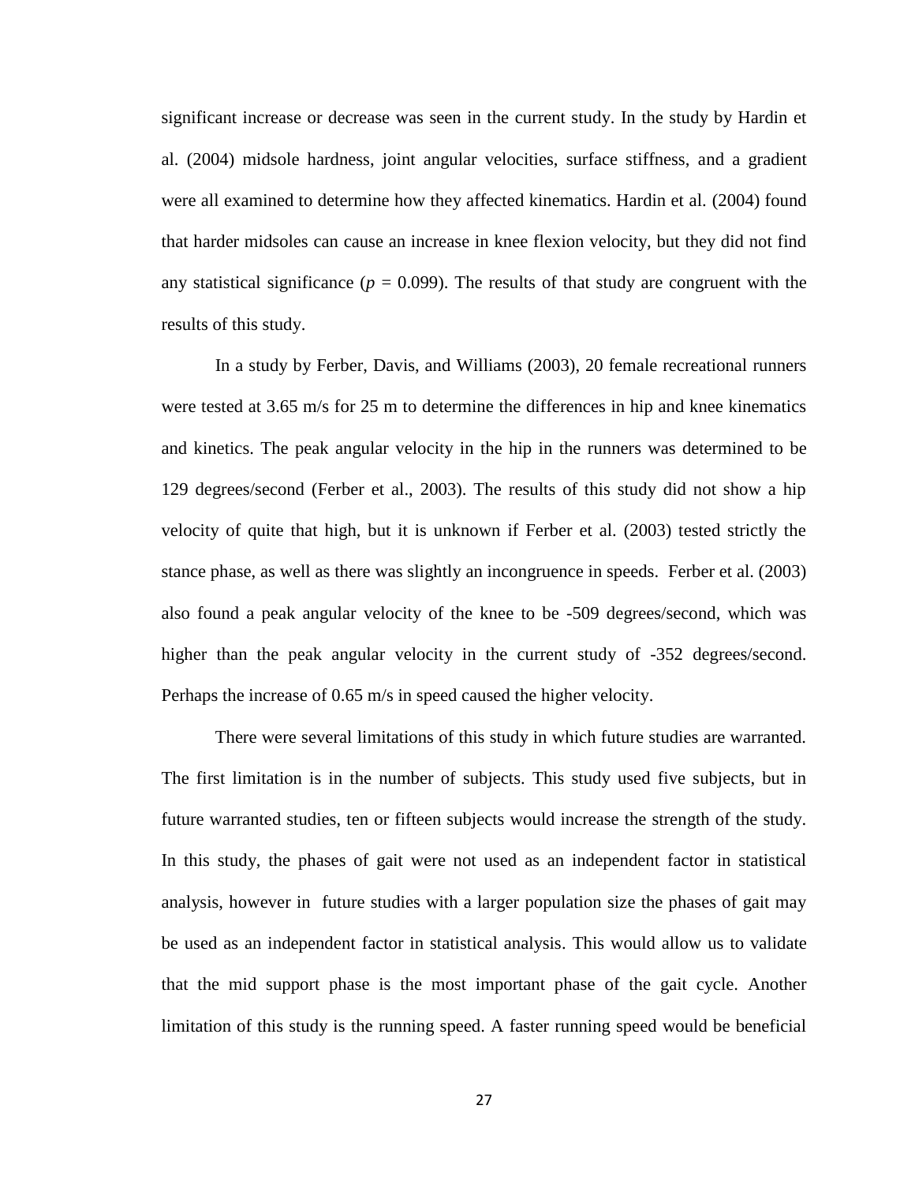significant increase or decrease was seen in the current study. In the study by Hardin et al. (2004) midsole hardness, joint angular velocities, surface stiffness, and a gradient were all examined to determine how they affected kinematics. Hardin et al. (2004) found that harder midsoles can cause an increase in knee flexion velocity, but they did not find any statistical significance ($p$ = 0.099). The results of that study are congruent with the results of this study.

In a study by Ferber, Davis, and Williams (2003), 20 female recreational runners were tested at 3.65 m/s for 25 m to determine the differences in hip and knee kinematics and kinetics. The peak angular velocity in the hip in the runners was determined to be 129 degrees/second (Ferber et al., 2003). The results of this study did not show a hip velocity of quite that high, but it is unknown if Ferber et al. (2003) tested strictly the stance phase, as well as there was slightly an incongruence in speeds. Ferber et al. (2003) also found a peak angular velocity of the knee to be -509 degrees/second, which was higher than the peak angular velocity in the current study of -352 degrees/second. Perhaps the increase of 0.65 m/s in speed caused the higher velocity.

There were several limitations of this study in which future studies are warranted. The first limitation is in the number of subjects. This study used five subjects, but in future warranted studies, ten or fifteen subjects would increase the strength of the study. In this study, the phases of gait were not used as an independent factor in statistical analysis, however in future studies with a larger population size the phases of gait may be used as an independent factor in statistical analysis. This would allow us to validate that the mid support phase is the most important phase of the gait cycle. Another limitation of this study is the running speed. A faster running speed would be beneficial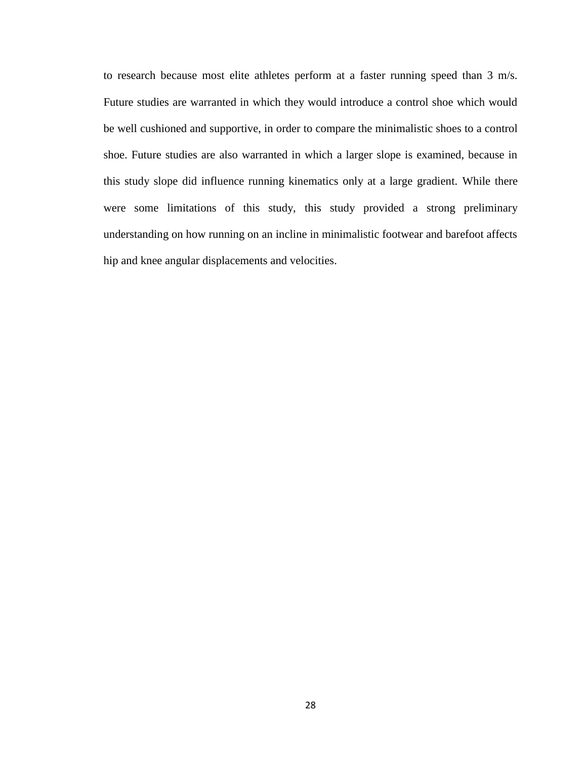to research because most elite athletes perform at a faster running speed than 3 m/s. Future studies are warranted in which they would introduce a control shoe which would be well cushioned and supportive, in order to compare the minimalistic shoes to a control shoe. Future studies are also warranted in which a larger slope is examined, because in this study slope did influence running kinematics only at a large gradient. While there were some limitations of this study, this study provided a strong preliminary understanding on how running on an incline in minimalistic footwear and barefoot affects hip and knee angular displacements and velocities.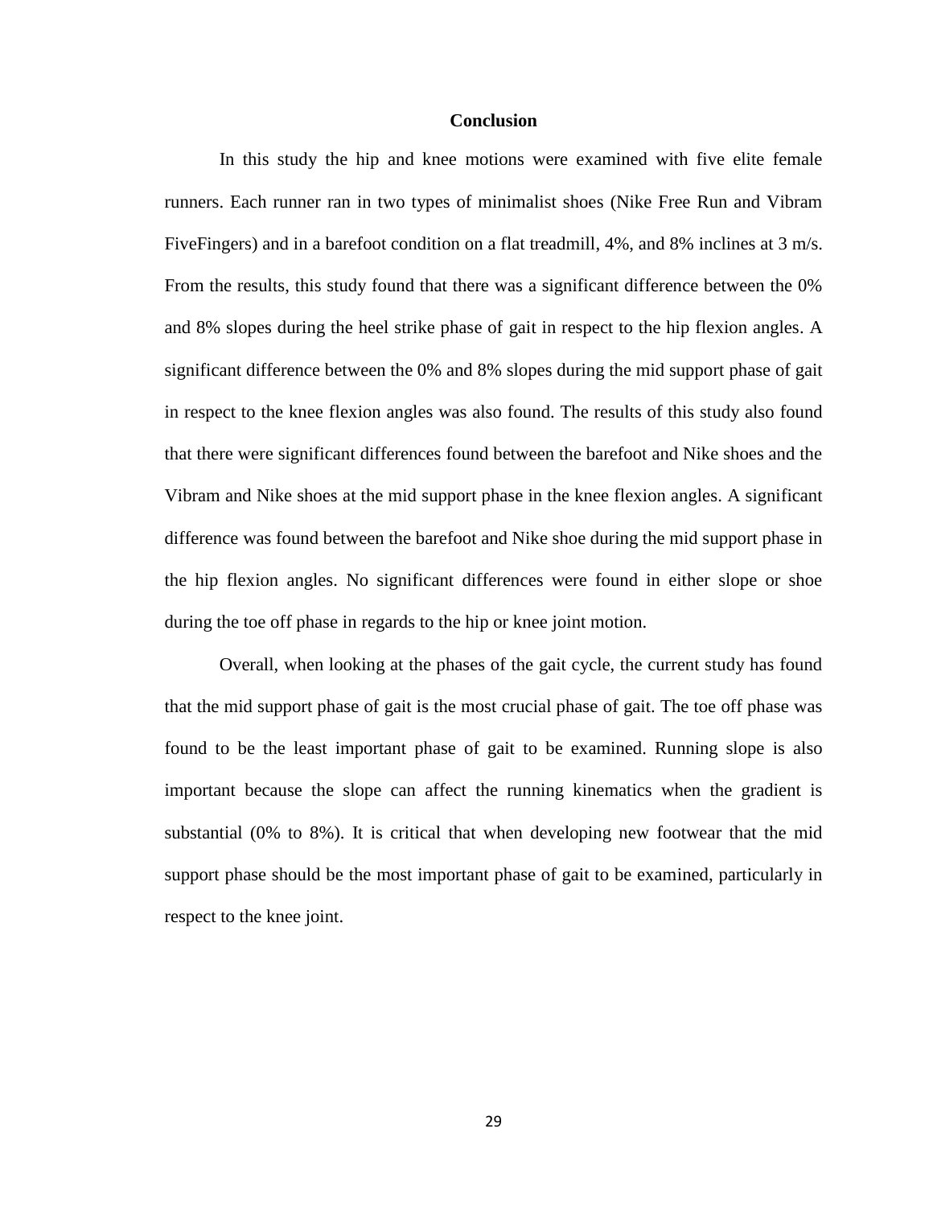# Conclusion

In this study the hip and knee motions were examined with five elite female runners. Each runner ran in two types of minimalist shoes (Nike Free Run and Vibram FiveFingers) and in a barefoot condition on a flat treadmill, 4%, and 8% inclines at 3 m/s. From the results, this study found that there was a significant difference between the 0% and 8% slopes during the heel strike phase of gait in respect to the hip flexion angles. A significant difference between the 0% and 8% slopes during the mid support phase of gait in respect to the knee flexion angles was also found. The results of this study also found that there were significant differences found between the barefoot and Nike shoes and the Vibram and Nike shoes at the mid support phase in the knee flexion angles. A significant difference was found between the barefoot and Nike shoe during the mid support phase in the hip flexion angles. No significant differences were found in either slope or shoe during the toe off phase in regards to the hip or knee joint motion.

Overall, when looking at the phases of the gait cycle, the current study has found that the mid support phase of gait is the most crucial phase of gait. The toe off phase was found to be the least important phase of gait to be examined. Running slope is also important because the slope can affect the running kinematics when the gradient is substantial (0% to 8%). It is critical that when developing new footwear that the mid support phase should be the most important phase of gait to be examined, particularly in respect to the knee joint.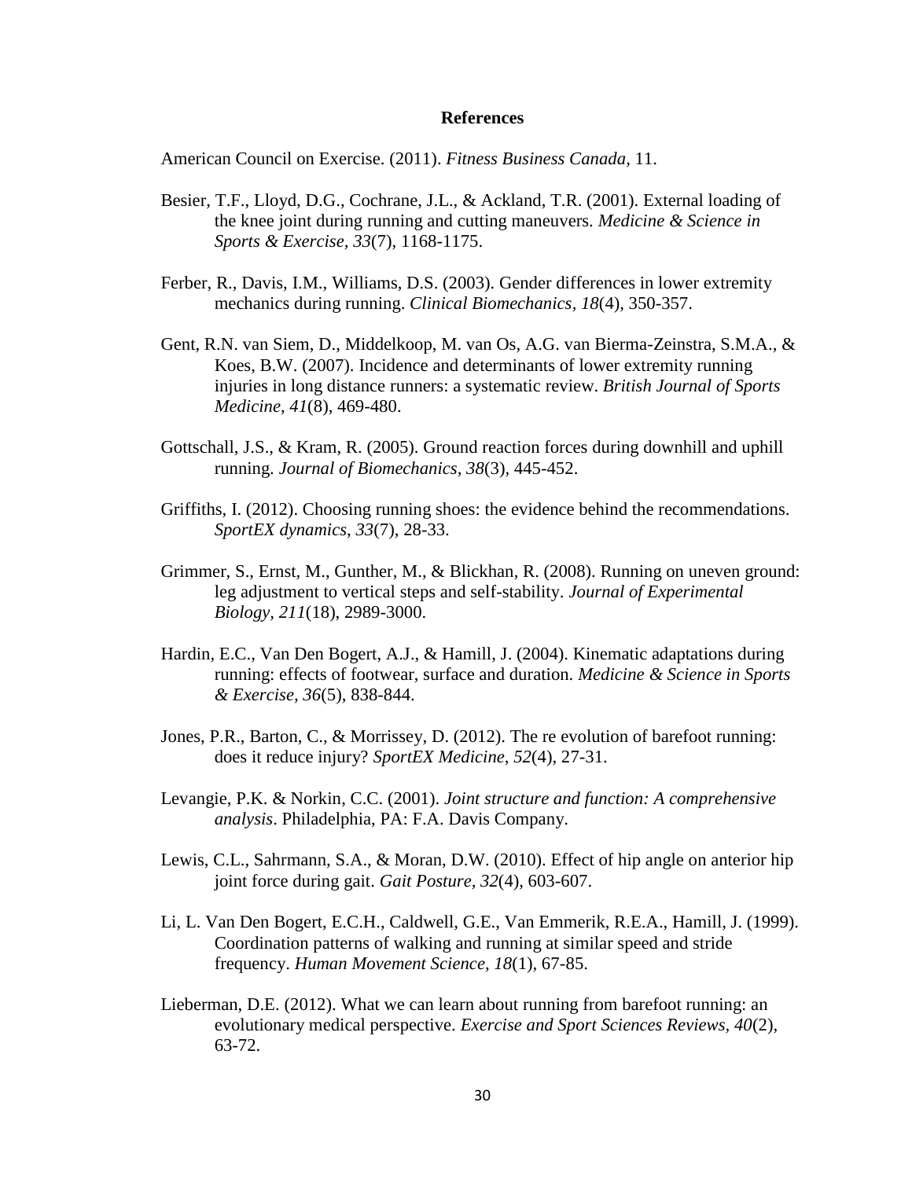**References**

American Council on Exercise. (2011). *Fitness Business Canada*, 11.

Besier, T.F., Lloyd, D.G., Cochrane, J.L., & Ackland, T.R. (2001). External loading of the knee joint during running and cutting maneuvers. *Medicine & Science in Sports & Exercise, 33*(7), 1168-1175.

Ferber, R., Davis, I.M., Williams, D.S. (2003). Gender differences in lower extremity mechanics during running. *Clinical Biomechanics, 18*(4), 350-357.

Gent, R.N. van Siem, D., Middelkoop, M. van Os, A.G. van Bierma-Zeinstra, S.M.A., & Koes, B.W. (2007). Incidence and determinants of lower extremity running injuries in long distance runners: a systematic review. *British Journal of Sports Medicine, 41*(8), 469-480.

Gottschall, J.S., & Kram, R. (2005). Ground reaction forces during downhill and uphill running. *Journal of Biomechanics, 38*(3), 445-452.

Griffiths, I. (2012). Choosing running shoes: the evidence behind the recommendations. *SportEX dynamics, 33*(7), 28-33.

Grimmer, S., Ernst, M., Gunther, M., & Blickhan, R. (2008). Running on uneven ground: leg adjustment to vertical steps and self-stability. *Journal of Experimental Biology, 211*(18), 2989-3000.

Hardin, E.C., Van Den Bogert, A.J., & Hamill, J. (2004). Kinematic adaptations during running: effects of footwear, surface and duration. *Medicine & Science in Sports & Exercise, 36*(5), 838-844.

Jones, P.R., Barton, C., & Morrissey, D. (2012). The re evolution of barefoot running: does it reduce injury? *SportEX Medicine, 52*(4), 27-31.

Levangie, P.K. & Norkin, C.C. (2001). *Joint structure and function: A comprehensive analysis*. Philadelphia, PA: F.A. Davis Company.

Lewis, C.L., Sahrmann, S.A., & Moran, D.W. (2010). Effect of hip angle on anterior hip joint force during gait. *Gait Posture, 32*(4), 603-607.

Li, L. Van Den Bogert, E.C.H., Caldwell, G.E., Van Emmerik, R.E.A., Hamill, J. (1999). Coordination patterns of walking and running at similar speed and stride frequency. *Human Movement Science, 18*(1), 67-85.

Lieberman, D.E. (2012). What we can learn about running from barefoot running: an evolutionary medical perspective. *Exercise and Sport Sciences Reviews, 40*(2), 63-72.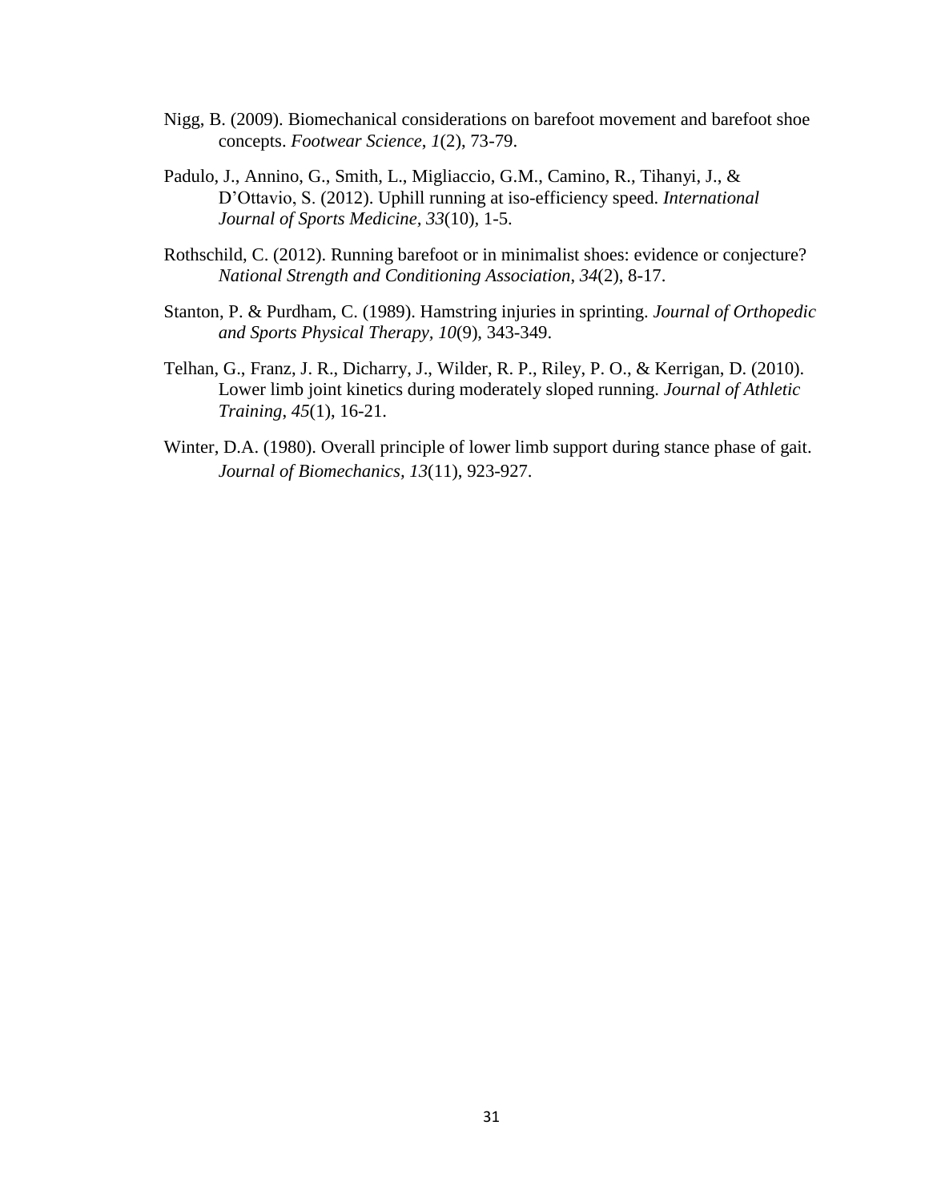Nigg, B. (2009). Biomechanical considerations on barefoot movement and barefoot shoe concepts. *Footwear Science*, *1*(2), 73-79.

Padulo, J., Annino, G., Smith, L., Migliaccio, G.M., Camino, R., Tihanyi, J., & D'Ottavio, S. (2012). Uphill running at iso-efficiency speed. *International Journal of Sports Medicine, 33*(10), 1-5.

Rothschild, C. (2012). Running barefoot or in minimalist shoes: evidence or conjecture? *National Strength and Conditioning Association, 34*(2), 8-17.

Stanton, P. & Purdham, C. (1989). Hamstring injuries in sprinting. *Journal of Orthopedic and Sports Physical Therapy, 10*(9), 343-349.

Telhan, G., Franz, J. R., Dicharry, J., Wilder, R. P., Riley, P. O., & Kerrigan, D. (2010). Lower limb joint kinetics during moderately sloped running. *Journal of Athletic Training*, *45*(1), 16-21.

Winter, D.A. (1980). Overall principle of lower limb support during stance phase of gait. *Journal of Biomechanics, 13*(11), 923-927.